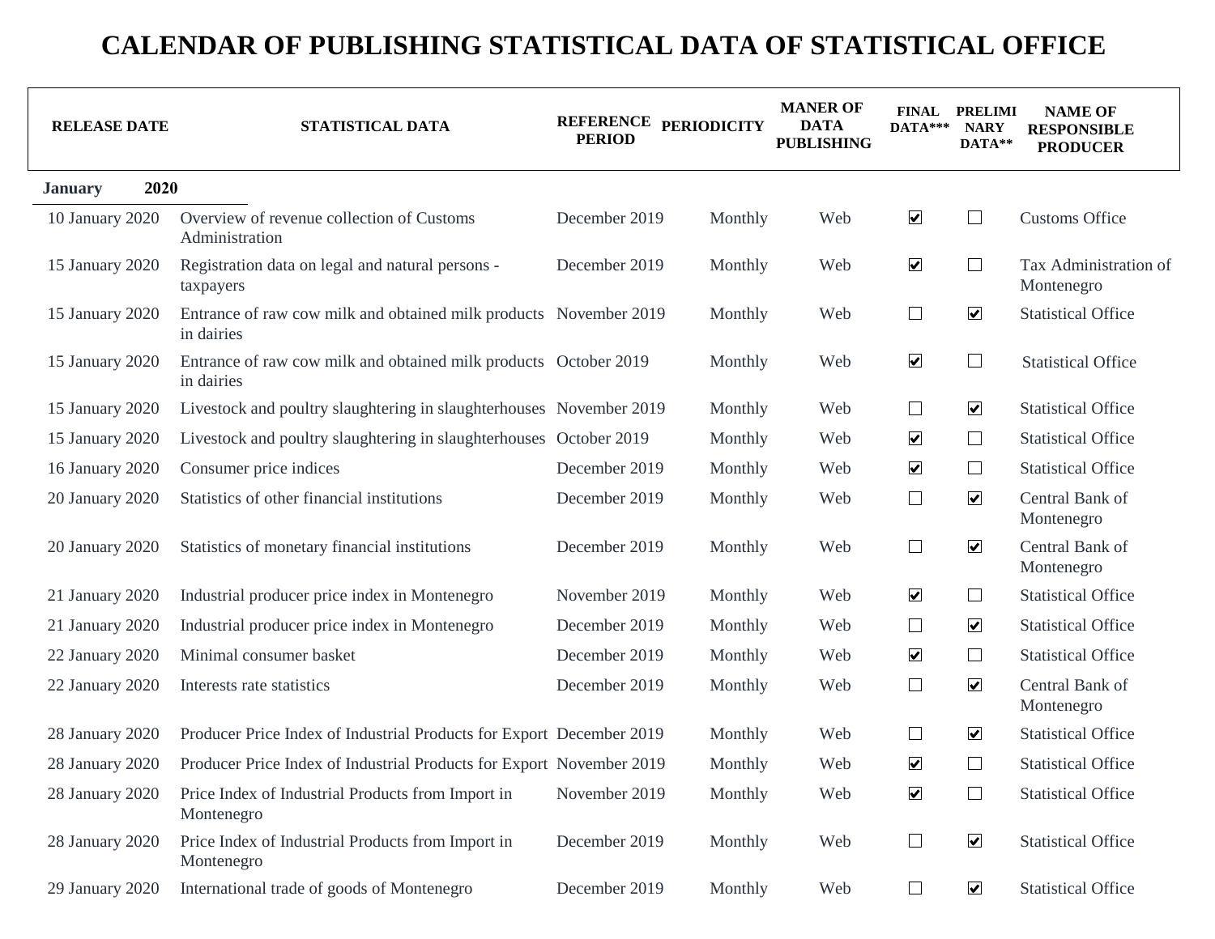# CALENDAR OF PUBLISHING STATISTICAL DATA OF STATISTICAL OFFICE

| RELEASE DATE | STATISTICAL DATA | REFERENCE PERIOD | PERIODICITY | MANER OF DATA PUBLISHING | FINAL DATA*** | PRELIMINARY DATA** | NAME OF RESPONSIBLE PRODUCER |
|---|---|---|---|---|---|---|---|
| **January 2020** | | | | | | | |
| 10 January 2020 | Overview of revenue collection of Customs Administration | December 2019 | Monthly | Web | ☑ | ☐ | Customs Office |
| 15 January 2020 | Registration data on legal and natural persons - taxpayers | December 2019 | Monthly | Web | ☑ | ☐ | Tax Administration of Montenegro |
| 15 January 2020 | Entrance of raw cow milk and obtained milk products in dairies | November 2019 | Monthly | Web | ☐ | ☑ | Statistical Office |
| 15 January 2020 | Entrance of raw cow milk and obtained milk products in dairies | October 2019 | Monthly | Web | ☑ | ☐ | Statistical Office |
| 15 January 2020 | Livestock and poultry slaughtering in slaughterhouses | November 2019 | Monthly | Web | ☐ | ☑ | Statistical Office |
| 15 January 2020 | Livestock and poultry slaughtering in slaughterhouses | October 2019 | Monthly | Web | ☑ | ☐ | Statistical Office |
| 16 January 2020 | Consumer price indices | December 2019 | Monthly | Web | ☑ | ☐ | Statistical Office |
| 20 January 2020 | Statistics of other financial institutions | December 2019 | Monthly | Web | ☐ | ☑ | Central Bank of Montenegro |
| 20 January 2020 | Statistics of monetary financial institutions | December 2019 | Monthly | Web | ☐ | ☑ | Central Bank of Montenegro |
| 21 January 2020 | Industrial producer price index in Montenegro | November 2019 | Monthly | Web | ☑ | ☐ | Statistical Office |
| 21 January 2020 | Industrial producer price index in Montenegro | December 2019 | Monthly | Web | ☐ | ☑ | Statistical Office |
| 22 January 2020 | Minimal consumer basket | December 2019 | Monthly | Web | ☑ | ☐ | Statistical Office |
| 22 January 2020 | Interests rate statistics | December 2019 | Monthly | Web | ☐ | ☑ | Central Bank of Montenegro |
| 28 January 2020 | Producer Price Index of Industrial Products for Export | December 2019 | Monthly | Web | ☐ | ☑ | Statistical Office |
| 28 January 2020 | Producer Price Index of Industrial Products for Export | November 2019 | Monthly | Web | ☑ | ☐ | Statistical Office |
| 28 January 2020 | Price Index of Industrial Products from Import in Montenegro | November 2019 | Monthly | Web | ☑ | ☐ | Statistical Office |
| 28 January 2020 | Price Index of Industrial Products from Import in Montenegro | December 2019 | Monthly | Web | ☐ | ☑ | Statistical Office |
| 29 January 2020 | International trade of goods of Montenegro | December 2019 | Monthly | Web | ☐ | ☑ | Statistical Office |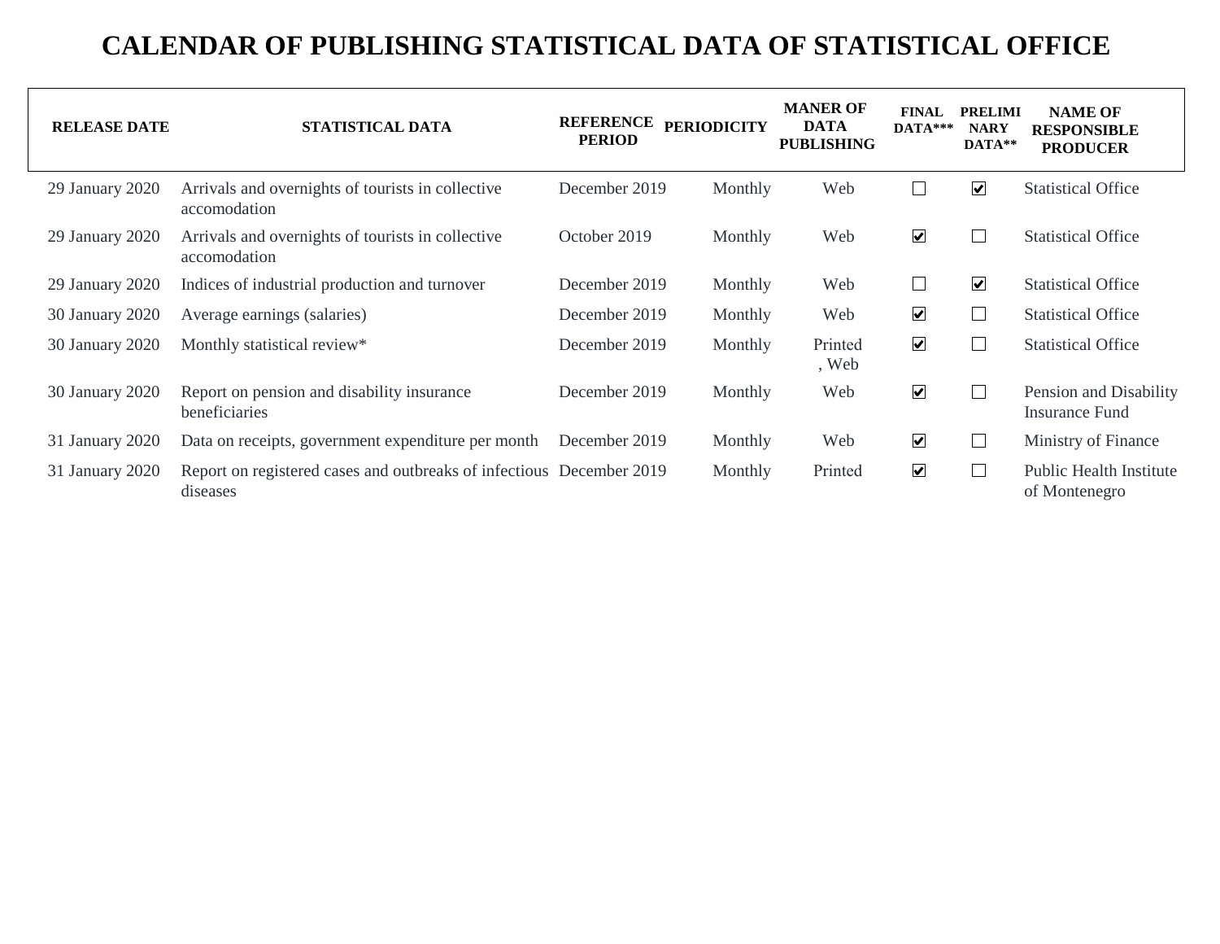# CALENDAR OF PUBLISHING STATISTICAL DATA OF STATISTICAL OFFICE

| RELEASE DATE | STATISTICAL DATA | REFERENCE PERIOD | PERIODICITY | MANER OF DATA PUBLISHING | FINAL DATA*** | PRELIMINARY DATA** | NAME OF RESPONSIBLE PRODUCER |
|---|---|---|---|---|---|---|---|
| 29 January 2020 | Arrivals and overnights of tourists in collective accomodation | December 2019 | Monthly | Web | ☐ | ☑ | Statistical Office |
| 29 January 2020 | Arrivals and overnights of tourists in collective accomodation | October 2019 | Monthly | Web | ☑ | ☐ | Statistical Office |
| 29 January 2020 | Indices of industrial production and turnover | December 2019 | Monthly | Web | ☐ | ☑ | Statistical Office |
| 30 January 2020 | Average earnings (salaries) | December 2019 | Monthly | Web | ☑ | ☐ | Statistical Office |
| 30 January 2020 | Monthly statistical review* | December 2019 | Monthly | Printed, Web | ☑ | ☐ | Statistical Office |
| 30 January 2020 | Report on pension and disability insurance beneficiaries | December 2019 | Monthly | Web | ☑ | ☐ | Pension and Disability Insurance Fund |
| 31 January 2020 | Data on receipts, government expenditure per month | December 2019 | Monthly | Web | ☑ | ☐ | Ministry of Finance |
| 31 January 2020 | Report on registered cases and outbreaks of infectious diseases | December 2019 | Monthly | Printed | ☑ | ☐ | Public Health Institute of Montenegro |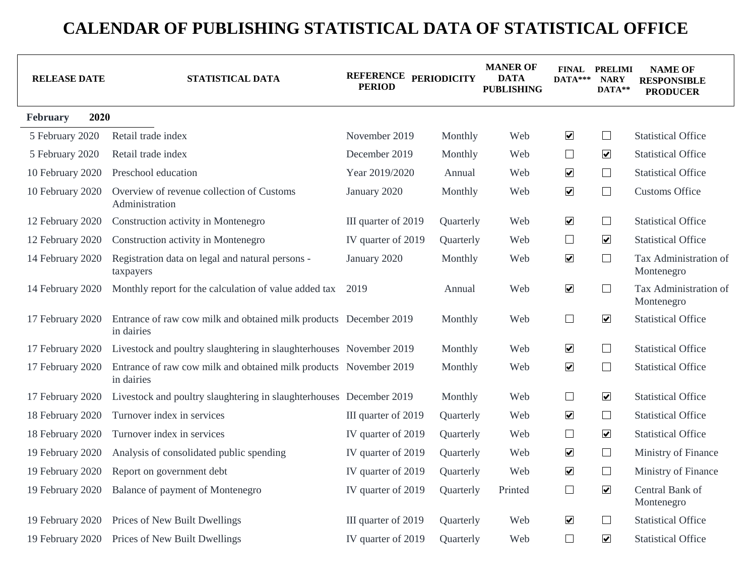# CALENDAR OF PUBLISHING STATISTICAL DATA OF STATISTICAL OFFICE

| RELEASE DATE | STATISTICAL DATA | REFERENCE PERIOD | PERIODICITY | MANER OF DATA PUBLISHING | FINAL DATA*** | PRELIMINARY DATA** | NAME OF RESPONSIBLE PRODUCER |
|---|---|---|---|---|---|---|---|
| **February 2020** | | | | | | | |
| 5 February 2020 | Retail trade index | November 2019 | Monthly | Web | ☑ | ☐ | Statistical Office |
| 5 February 2020 | Retail trade index | December 2019 | Monthly | Web | ☐ | ☑ | Statistical Office |
| 10 February 2020 | Preschool education | Year 2019/2020 | Annual | Web | ☑ | ☐ | Statistical Office |
| 10 February 2020 | Overview of revenue collection of Customs Administration | January 2020 | Monthly | Web | ☑ | ☐ | Customs Office |
| 12 February 2020 | Construction activity in Montenegro | III quarter of 2019 | Quarterly | Web | ☑ | ☐ | Statistical Office |
| 12 February 2020 | Construction activity in Montenegro | IV quarter of 2019 | Quarterly | Web | ☐ | ☑ | Statistical Office |
| 14 February 2020 | Registration data on legal and natural persons - taxpayers | January 2020 | Monthly | Web | ☑ | ☐ | Tax Administration of Montenegro |
| 14 February 2020 | Monthly report for the calculation of value added tax | 2019 | Annual | Web | ☑ | ☐ | Tax Administration of Montenegro |
| 17 February 2020 | Entrance of raw cow milk and obtained milk products in dairies | December 2019 | Monthly | Web | ☐ | ☑ | Statistical Office |
| 17 February 2020 | Livestock and poultry slaughtering in slaughterhouses | November 2019 | Monthly | Web | ☑ | ☐ | Statistical Office |
| 17 February 2020 | Entrance of raw cow milk and obtained milk products in dairies | November 2019 | Monthly | Web | ☑ | ☐ | Statistical Office |
| 17 February 2020 | Livestock and poultry slaughtering in slaughterhouses | December 2019 | Monthly | Web | ☐ | ☑ | Statistical Office |
| 18 February 2020 | Turnover index in services | III quarter of 2019 | Quarterly | Web | ☑ | ☐ | Statistical Office |
| 18 February 2020 | Turnover index in services | IV quarter of 2019 | Quarterly | Web | ☐ | ☑ | Statistical Office |
| 19 February 2020 | Analysis of consolidated public spending | IV quarter of 2019 | Quarterly | Web | ☑ | ☐ | Ministry of Finance |
| 19 February 2020 | Report on government debt | IV quarter of 2019 | Quarterly | Web | ☑ | ☐ | Ministry of Finance |
| 19 February 2020 | Balance of payment of Montenegro | IV quarter of 2019 | Quarterly | Printed | ☐ | ☑ | Central Bank of Montenegro |
| 19 February 2020 | Prices of New Built Dwellings | III quarter of 2019 | Quarterly | Web | ☑ | ☐ | Statistical Office |
| 19 February 2020 | Prices of New Built Dwellings | IV quarter of 2019 | Quarterly | Web | ☐ | ☑ | Statistical Office |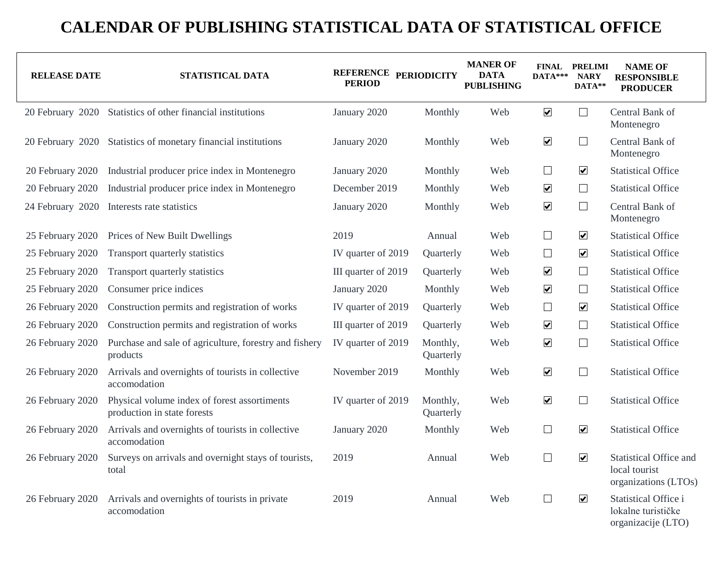# CALENDAR OF PUBLISHING STATISTICAL DATA OF STATISTICAL OFFICE

| RELEASE DATE | STATISTICAL DATA | REFERENCE PERIOD | PERIODICITY | MANER OF DATA PUBLISHING | FINAL DATA*** | PRELIMINARY DATA** | NAME OF RESPONSIBLE PRODUCER |
|---|---|---|---|---|---|---|---|
| 20 February 2020 | Statistics of other financial institutions | January 2020 | Monthly | Web | ☑ | ☐ | Central Bank of Montenegro |
| 20 February 2020 | Statistics of monetary financial institutions | January 2020 | Monthly | Web | ☑ | ☐ | Central Bank of Montenegro |
| 20 February 2020 | Industrial producer price index in Montenegro | January 2020 | Monthly | Web | ☐ | ☑ | Statistical Office |
| 20 February 2020 | Industrial producer price index in Montenegro | December 2019 | Monthly | Web | ☑ | ☐ | Statistical Office |
| 24 February 2020 | Interests rate statistics | January 2020 | Monthly | Web | ☑ | ☐ | Central Bank of Montenegro |
| 25 February 2020 | Prices of New Built Dwellings | 2019 | Annual | Web | ☐ | ☑ | Statistical Office |
| 25 February 2020 | Transport quarterly statistics | IV quarter of 2019 | Quarterly | Web | ☐ | ☑ | Statistical Office |
| 25 February 2020 | Transport quarterly statistics | III quarter of 2019 | Quarterly | Web | ☑ | ☐ | Statistical Office |
| 25 February 2020 | Consumer price indices | January 2020 | Monthly | Web | ☑ | ☐ | Statistical Office |
| 26 February 2020 | Construction permits and registration of works | IV quarter of 2019 | Quarterly | Web | ☐ | ☑ | Statistical Office |
| 26 February 2020 | Construction permits and registration of works | III quarter of 2019 | Quarterly | Web | ☑ | ☐ | Statistical Office |
| 26 February 2020 | Purchase and sale of agriculture, forestry and fishery products | IV quarter of 2019 | Monthly, Quarterly | Web | ☑ | ☐ | Statistical Office |
| 26 February 2020 | Arrivals and overnights of tourists in collective accomodation | November 2019 | Monthly | Web | ☑ | ☐ | Statistical Office |
| 26 February 2020 | Physical volume index of forest assortiments production in state forests | IV quarter of 2019 | Monthly, Quarterly | Web | ☑ | ☐ | Statistical Office |
| 26 February 2020 | Arrivals and overnights of tourists in collective accomodation | January 2020 | Monthly | Web | ☐ | ☑ | Statistical Office |
| 26 February 2020 | Surveys on arrivals and overnight stays of tourists, total | 2019 | Annual | Web | ☐ | ☑ | Statistical Office and local tourist organizations (LTOs) |
| 26 February 2020 | Arrivals and overnights of tourists in private accomodation | 2019 | Annual | Web | ☐ | ☑ | Statistical Office i lokalne turističke organizacije (LTO) |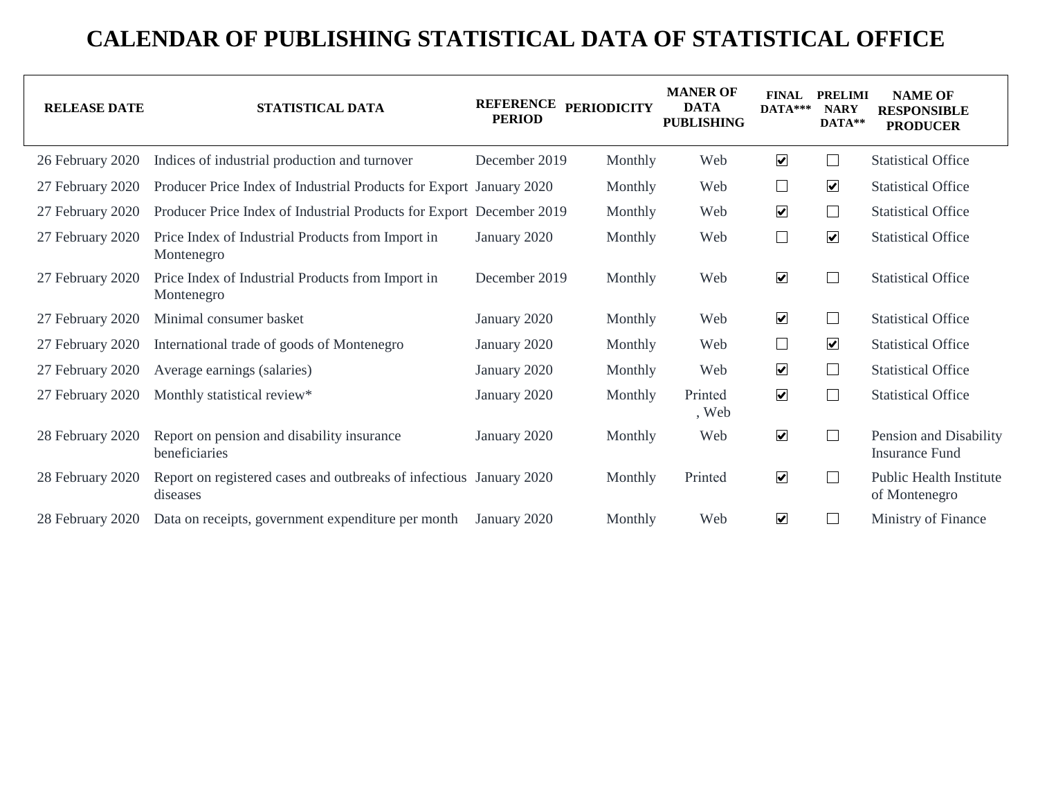# CALENDAR OF PUBLISHING STATISTICAL DATA OF STATISTICAL OFFICE

| RELEASE DATE | STATISTICAL DATA | REFERENCE PERIOD | PERIODICITY | MANER OF DATA PUBLISHING | FINAL DATA*** | PRELIMINARY DATA** | NAME OF RESPONSIBLE PRODUCER |
|---|---|---|---|---|---|---|---|
| 26 February 2020 | Indices of industrial production and turnover | December 2019 | Monthly | Web | ☑ | ☐ | Statistical Office |
| 27 February 2020 | Producer Price Index of Industrial Products for Export | January 2020 | Monthly | Web | ☐ | ☑ | Statistical Office |
| 27 February 2020 | Producer Price Index of Industrial Products for Export | December 2019 | Monthly | Web | ☑ | ☐ | Statistical Office |
| 27 February 2020 | Price Index of Industrial Products from Import in Montenegro | January 2020 | Monthly | Web | ☐ | ☑ | Statistical Office |
| 27 February 2020 | Price Index of Industrial Products from Import in Montenegro | December 2019 | Monthly | Web | ☑ | ☐ | Statistical Office |
| 27 February 2020 | Minimal consumer basket | January 2020 | Monthly | Web | ☑ | ☐ | Statistical Office |
| 27 February 2020 | International trade of goods of Montenegro | January 2020 | Monthly | Web | ☐ | ☑ | Statistical Office |
| 27 February 2020 | Average earnings (salaries) | January 2020 | Monthly | Web | ☑ | ☐ | Statistical Office |
| 27 February 2020 | Monthly statistical review* | January 2020 | Monthly | Printed, Web | ☑ | ☐ | Statistical Office |
| 28 February 2020 | Report on pension and disability insurance beneficiaries | January 2020 | Monthly | Web | ☑ | ☐ | Pension and Disability Insurance Fund |
| 28 February 2020 | Report on registered cases and outbreaks of infectious diseases | January 2020 | Monthly | Printed | ☑ | ☐ | Public Health Institute of Montenegro |
| 28 February 2020 | Data on receipts, government expenditure per month | January 2020 | Monthly | Web | ☑ | ☐ | Ministry of Finance |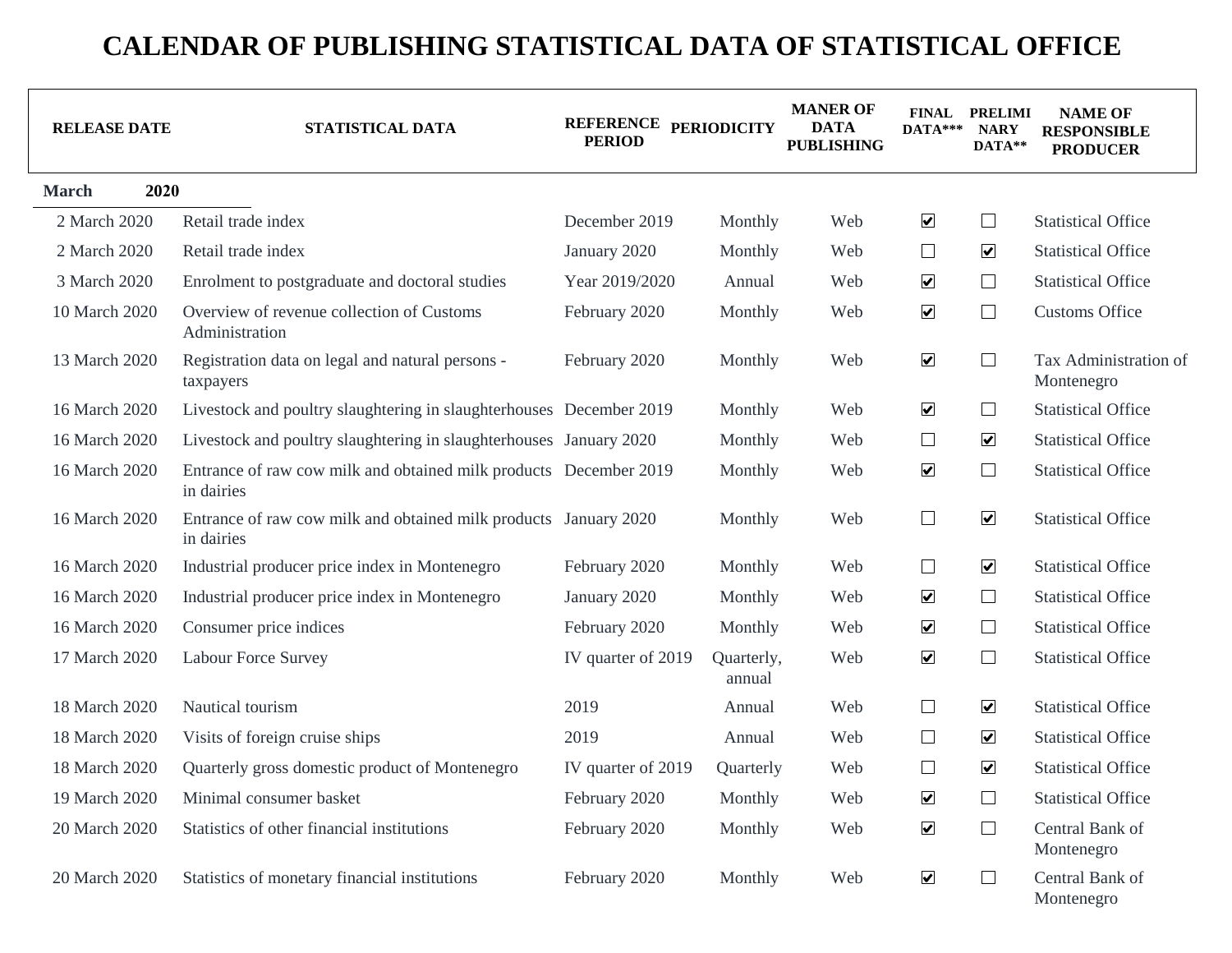# CALENDAR OF PUBLISHING STATISTICAL DATA OF STATISTICAL OFFICE

| RELEASE DATE | STATISTICAL DATA | REFERENCE PERIOD | PERIODICITY | MANER OF DATA PUBLISHING | FINAL DATA*** | PRELIMINARY DATA** | NAME OF RESPONSIBLE PRODUCER |
|---|---|---|---|---|---|---|---|
| **March 2020** | | | | | | | |
| 2 March 2020 | Retail trade index | December 2019 | Monthly | Web | ☑ | ☐ | Statistical Office |
| 2 March 2020 | Retail trade index | January 2020 | Monthly | Web | ☐ | ☑ | Statistical Office |
| 3 March 2020 | Enrolment to postgraduate and doctoral studies | Year 2019/2020 | Annual | Web | ☑ | ☐ | Statistical Office |
| 10 March 2020 | Overview of revenue collection of Customs Administration | February 2020 | Monthly | Web | ☑ | ☐ | Customs Office |
| 13 March 2020 | Registration data on legal and natural persons - taxpayers | February 2020 | Monthly | Web | ☑ | ☐ | Tax Administration of Montenegro |
| 16 March 2020 | Livestock and poultry slaughtering in slaughterhouses | December 2019 | Monthly | Web | ☑ | ☐ | Statistical Office |
| 16 March 2020 | Livestock and poultry slaughtering in slaughterhouses | January 2020 | Monthly | Web | ☐ | ☑ | Statistical Office |
| 16 March 2020 | Entrance of raw cow milk and obtained milk products in dairies | December 2019 | Monthly | Web | ☑ | ☐ | Statistical Office |
| 16 March 2020 | Entrance of raw cow milk and obtained milk products in dairies | January 2020 | Monthly | Web | ☐ | ☑ | Statistical Office |
| 16 March 2020 | Industrial producer price index in Montenegro | February 2020 | Monthly | Web | ☐ | ☑ | Statistical Office |
| 16 March 2020 | Industrial producer price index in Montenegro | January 2020 | Monthly | Web | ☑ | ☐ | Statistical Office |
| 16 March 2020 | Consumer price indices | February 2020 | Monthly | Web | ☑ | ☐ | Statistical Office |
| 17 March 2020 | Labour Force Survey | IV quarter of 2019 | Quarterly, annual | Web | ☑ | ☐ | Statistical Office |
| 18 March 2020 | Nautical tourism | 2019 | Annual | Web | ☐ | ☑ | Statistical Office |
| 18 March 2020 | Visits of foreign cruise ships | 2019 | Annual | Web | ☐ | ☑ | Statistical Office |
| 18 March 2020 | Quarterly gross domestic product of Montenegro | IV quarter of 2019 | Quarterly | Web | ☐ | ☑ | Statistical Office |
| 19 March 2020 | Minimal consumer basket | February 2020 | Monthly | Web | ☑ | ☐ | Statistical Office |
| 20 March 2020 | Statistics of other financial institutions | February 2020 | Monthly | Web | ☑ | ☐ | Central Bank of Montenegro |
| 20 March 2020 | Statistics of monetary financial institutions | February 2020 | Monthly | Web | ☑ | ☐ | Central Bank of Montenegro |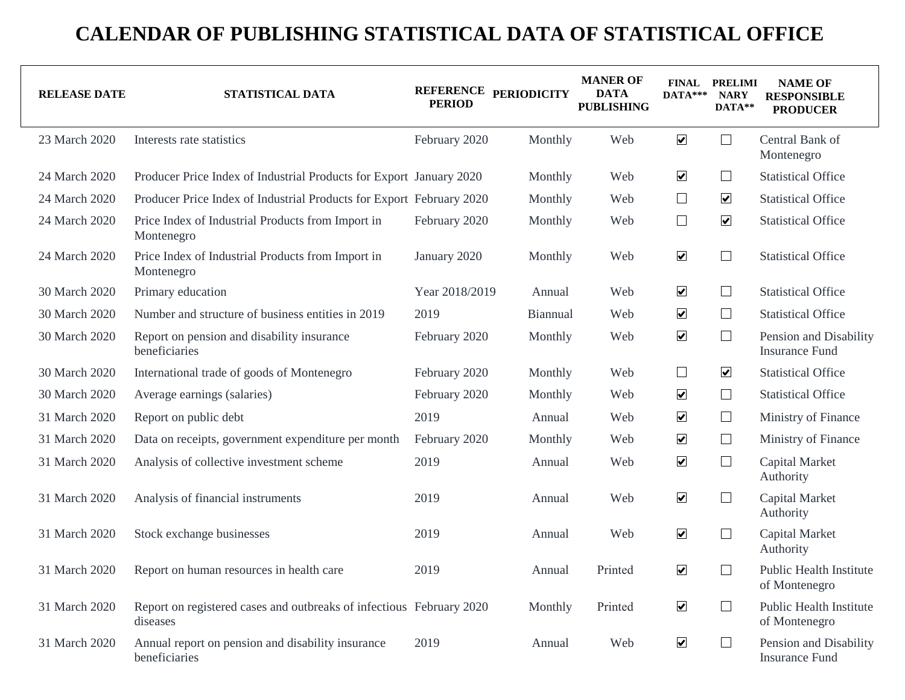# CALENDAR OF PUBLISHING STATISTICAL DATA OF STATISTICAL OFFICE

| RELEASE DATE | STATISTICAL DATA | REFERENCE PERIOD | PERIODICITY | MANER OF DATA PUBLISHING | FINAL DATA*** | PRELIMINARY DATA** | NAME OF RESPONSIBLE PRODUCER |
|---|---|---|---|---|---|---|---|
| 23 March 2020 | Interests rate statistics | February 2020 | Monthly | Web | ☑ | ☐ | Central Bank of Montenegro |
| 24 March 2020 | Producer Price Index of Industrial Products for Export | January 2020 | Monthly | Web | ☑ | ☐ | Statistical Office |
| 24 March 2020 | Producer Price Index of Industrial Products for Export | February 2020 | Monthly | Web | ☐ | ☑ | Statistical Office |
| 24 March 2020 | Price Index of Industrial Products from Import in Montenegro | February 2020 | Monthly | Web | ☐ | ☑ | Statistical Office |
| 24 March 2020 | Price Index of Industrial Products from Import in Montenegro | January 2020 | Monthly | Web | ☑ | ☐ | Statistical Office |
| 30 March 2020 | Primary education | Year 2018/2019 | Annual | Web | ☑ | ☐ | Statistical Office |
| 30 March 2020 | Number and structure of business entities in 2019 | 2019 | Biannual | Web | ☑ | ☐ | Statistical Office |
| 30 March 2020 | Report on pension and disability insurance beneficiaries | February 2020 | Monthly | Web | ☑ | ☐ | Pension and Disability Insurance Fund |
| 30 March 2020 | International trade of goods of Montenegro | February 2020 | Monthly | Web | ☐ | ☑ | Statistical Office |
| 30 March 2020 | Average earnings (salaries) | February 2020 | Monthly | Web | ☑ | ☐ | Statistical Office |
| 31 March 2020 | Report on public debt | 2019 | Annual | Web | ☑ | ☐ | Ministry of Finance |
| 31 March 2020 | Data on receipts, government expenditure per month | February 2020 | Monthly | Web | ☑ | ☐ | Ministry of Finance |
| 31 March 2020 | Analysis of collective investment scheme | 2019 | Annual | Web | ☑ | ☐ | Capital Market Authority |
| 31 March 2020 | Analysis of financial instruments | 2019 | Annual | Web | ☑ | ☐ | Capital Market Authority |
| 31 March 2020 | Stock exchange businesses | 2019 | Annual | Web | ☑ | ☐ | Capital Market Authority |
| 31 March 2020 | Report on human resources in health care | 2019 | Annual | Printed | ☑ | ☐ | Public Health Institute of Montenegro |
| 31 March 2020 | Report on registered cases and outbreaks of infectious diseases | February 2020 | Monthly | Printed | ☑ | ☐ | Public Health Institute of Montenegro |
| 31 March 2020 | Annual report on pension and disability insurance beneficiaries | 2019 | Annual | Web | ☑ | ☐ | Pension and Disability Insurance Fund |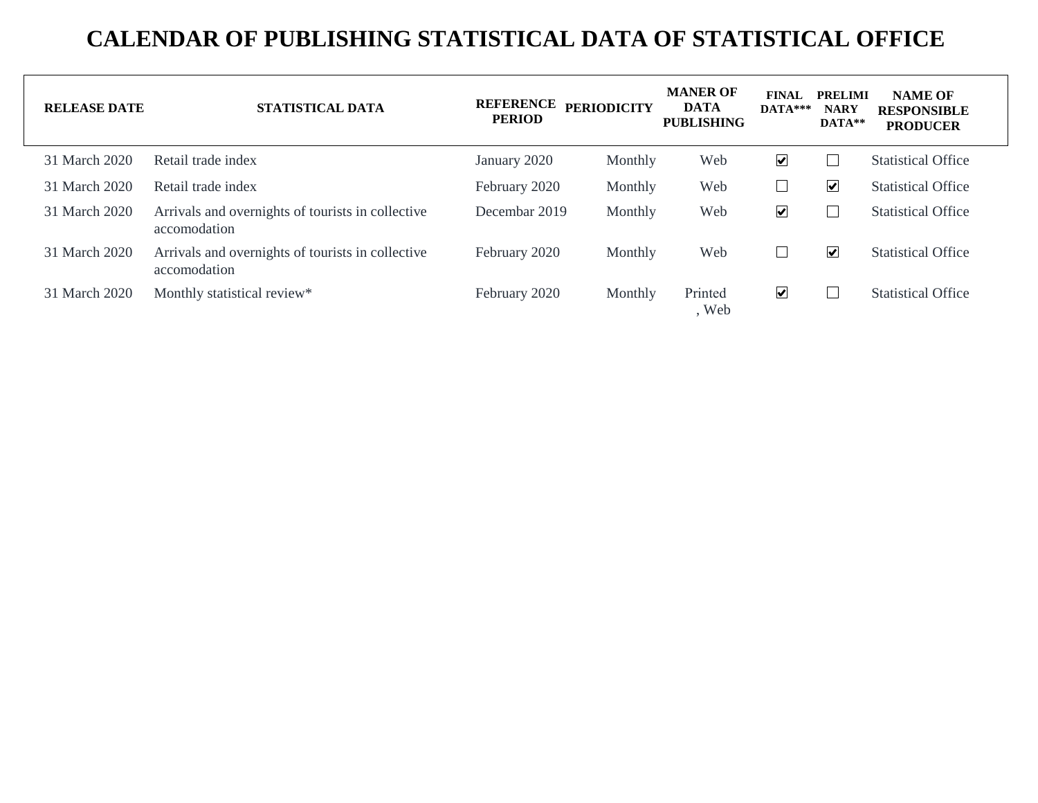# CALENDAR OF PUBLISHING STATISTICAL DATA OF STATISTICAL OFFICE

| RELEASE DATE | STATISTICAL DATA | REFERENCE PERIOD | PERIODICITY | MANER OF DATA PUBLISHING | FINAL DATA*** | PRELIMINARY DATA** | NAME OF RESPONSIBLE PRODUCER |
|---|---|---|---|---|---|---|---|
| 31 March 2020 | Retail trade index | January 2020 | Monthly | Web | ☑ | ☐ | Statistical Office |
| 31 March 2020 | Retail trade index | February 2020 | Monthly | Web | ☐ | ☑ | Statistical Office |
| 31 March 2020 | Arrivals and overnights of tourists in collective accomodation | Decembar 2019 | Monthly | Web | ☑ | ☐ | Statistical Office |
| 31 March 2020 | Arrivals and overnights of tourists in collective accomodation | February 2020 | Monthly | Web | ☐ | ☑ | Statistical Office |
| 31 March 2020 | Monthly statistical review* | February 2020 | Monthly | Printed, Web | ☑ | ☐ | Statistical Office |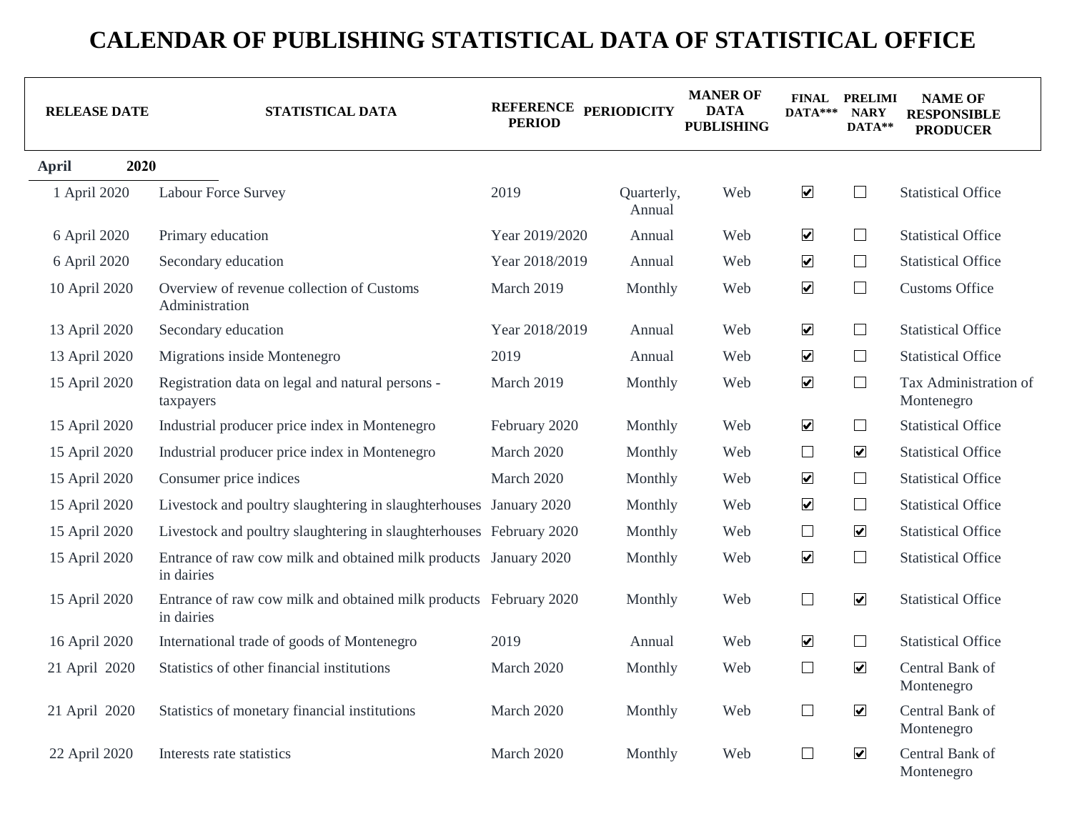# CALENDAR OF PUBLISHING STATISTICAL DATA OF STATISTICAL OFFICE

| RELEASE DATE | STATISTICAL DATA | REFERENCE PERIOD | PERIODICITY | MANER OF DATA PUBLISHING | FINAL DATA*** | PRELIMINARY DATA** | NAME OF RESPONSIBLE PRODUCER |
|---|---|---|---|---|---|---|---|
| **April 2020** | | | | | | | |
| 1 April 2020 | Labour Force Survey | 2019 | Quarterly, Annual | Web | ☑ | ☐ | Statistical Office |
| 6 April 2020 | Primary education | Year 2019/2020 | Annual | Web | ☑ | ☐ | Statistical Office |
| 6 April 2020 | Secondary education | Year 2018/2019 | Annual | Web | ☑ | ☐ | Statistical Office |
| 10 April 2020 | Overview of revenue collection of Customs Administration | March 2019 | Monthly | Web | ☑ | ☐ | Customs Office |
| 13 April 2020 | Secondary education | Year 2018/2019 | Annual | Web | ☑ | ☐ | Statistical Office |
| 13 April 2020 | Migrations inside Montenegro | 2019 | Annual | Web | ☑ | ☐ | Statistical Office |
| 15 April 2020 | Registration data on legal and natural persons - taxpayers | March 2019 | Monthly | Web | ☑ | ☐ | Tax Administration of Montenegro |
| 15 April 2020 | Industrial producer price index in Montenegro | February 2020 | Monthly | Web | ☑ | ☐ | Statistical Office |
| 15 April 2020 | Industrial producer price index in Montenegro | March 2020 | Monthly | Web | ☐ | ☑ | Statistical Office |
| 15 April 2020 | Consumer price indices | March 2020 | Monthly | Web | ☑ | ☐ | Statistical Office |
| 15 April 2020 | Livestock and poultry slaughtering in slaughterhouses | January 2020 | Monthly | Web | ☑ | ☐ | Statistical Office |
| 15 April 2020 | Livestock and poultry slaughtering in slaughterhouses | February 2020 | Monthly | Web | ☐ | ☑ | Statistical Office |
| 15 April 2020 | Entrance of raw cow milk and obtained milk products in dairies | January 2020 | Monthly | Web | ☑ | ☐ | Statistical Office |
| 15 April 2020 | Entrance of raw cow milk and obtained milk products in dairies | February 2020 | Monthly | Web | ☐ | ☑ | Statistical Office |
| 16 April 2020 | International trade of goods of Montenegro | 2019 | Annual | Web | ☑ | ☐ | Statistical Office |
| 21 April 2020 | Statistics of other financial institutions | March 2020 | Monthly | Web | ☐ | ☑ | Central Bank of Montenegro |
| 21 April 2020 | Statistics of monetary financial institutions | March 2020 | Monthly | Web | ☐ | ☑ | Central Bank of Montenegro |
| 22 April 2020 | Interests rate statistics | March 2020 | Monthly | Web | ☐ | ☑ | Central Bank of Montenegro |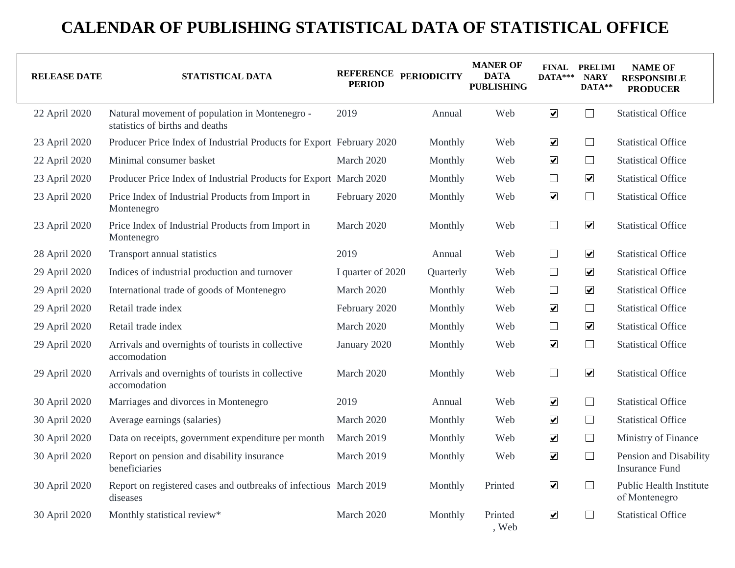# CALENDAR OF PUBLISHING STATISTICAL DATA OF STATISTICAL OFFICE

| RELEASE DATE | STATISTICAL DATA | REFERENCE PERIOD | PERIODICITY | MANER OF DATA PUBLISHING | FINAL DATA*** | PRELIMINARY DATA** | NAME OF RESPONSIBLE PRODUCER |
|---|---|---|---|---|---|---|---|
| 22 April 2020 | Natural movement of population in Montenegro - statistics of births and deaths | 2019 | Annual | Web | ☑ | ☐ | Statistical Office |
| 23 April 2020 | Producer Price Index of Industrial Products for Export | February 2020 | Monthly | Web | ☑ | ☐ | Statistical Office |
| 22 April 2020 | Minimal consumer basket | March 2020 | Monthly | Web | ☑ | ☐ | Statistical Office |
| 23 April 2020 | Producer Price Index of Industrial Products for Export | March 2020 | Monthly | Web | ☐ | ☑ | Statistical Office |
| 23 April 2020 | Price Index of Industrial Products from Import in Montenegro | February 2020 | Monthly | Web | ☑ | ☐ | Statistical Office |
| 23 April 2020 | Price Index of Industrial Products from Import in Montenegro | March 2020 | Monthly | Web | ☐ | ☑ | Statistical Office |
| 28 April 2020 | Transport annual statistics | 2019 | Annual | Web | ☐ | ☑ | Statistical Office |
| 29 April 2020 | Indices of industrial production and turnover | I quarter of 2020 | Quarterly | Web | ☐ | ☑ | Statistical Office |
| 29 April 2020 | International trade of goods of Montenegro | March 2020 | Monthly | Web | ☐ | ☑ | Statistical Office |
| 29 April 2020 | Retail trade index | February 2020 | Monthly | Web | ☑ | ☐ | Statistical Office |
| 29 April 2020 | Retail trade index | March 2020 | Monthly | Web | ☐ | ☑ | Statistical Office |
| 29 April 2020 | Arrivals and overnights of tourists in collective accomodation | January 2020 | Monthly | Web | ☑ | ☐ | Statistical Office |
| 29 April 2020 | Arrivals and overnights of tourists in collective accomodation | March 2020 | Monthly | Web | ☐ | ☑ | Statistical Office |
| 30 April 2020 | Marriages and divorces in Montenegro | 2019 | Annual | Web | ☑ | ☐ | Statistical Office |
| 30 April 2020 | Average earnings (salaries) | March 2020 | Monthly | Web | ☑ | ☐ | Statistical Office |
| 30 April 2020 | Data on receipts, government expenditure per month | March 2019 | Monthly | Web | ☑ | ☐ | Ministry of Finance |
| 30 April 2020 | Report on pension and disability insurance beneficiaries | March 2019 | Monthly | Web | ☑ | ☐ | Pension and Disability Insurance Fund |
| 30 April 2020 | Report on registered cases and outbreaks of infectious diseases | March 2019 | Monthly | Printed | ☑ | ☐ | Public Health Institute of Montenegro |
| 30 April 2020 | Monthly statistical review* | March 2020 | Monthly | Printed, Web | ☑ | ☐ | Statistical Office |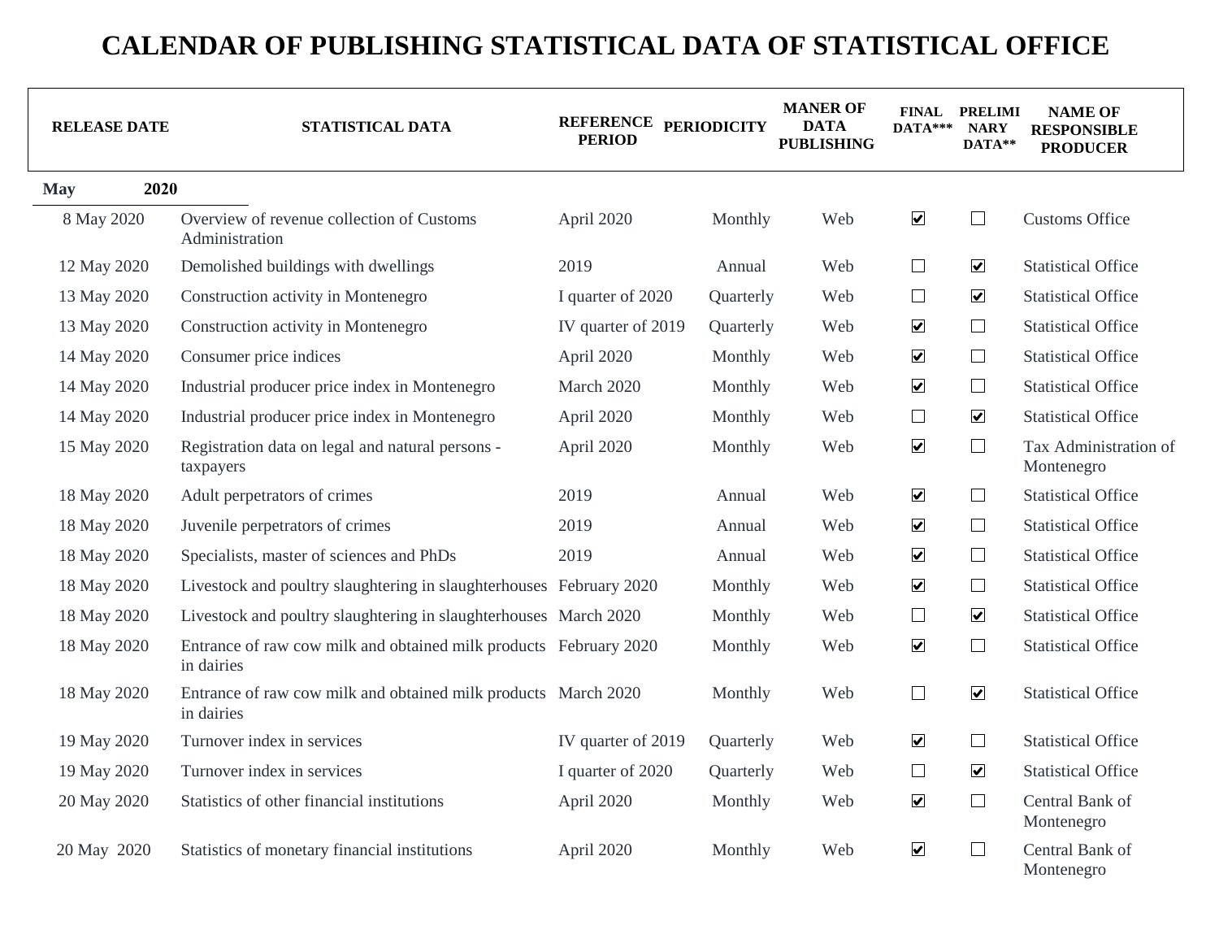# CALENDAR OF PUBLISHING STATISTICAL DATA OF STATISTICAL OFFICE

| RELEASE DATE | STATISTICAL DATA | REFERENCE PERIOD | PERIODICITY | MANER OF DATA PUBLISHING | FINAL DATA*** | PRELIMINARY DATA** | NAME OF RESPONSIBLE PRODUCER |
|---|---|---|---|---|---|---|---|
| **May 2020** | | | | | | | |
| 8 May 2020 | Overview of revenue collection of Customs Administration | April 2020 | Monthly | Web | ☑ | ☐ | Customs Office |
| 12 May 2020 | Demolished buildings with dwellings | 2019 | Annual | Web | ☐ | ☑ | Statistical Office |
| 13 May 2020 | Construction activity in Montenegro | I quarter of 2020 | Quarterly | Web | ☐ | ☑ | Statistical Office |
| 13 May 2020 | Construction activity in Montenegro | IV quarter of 2019 | Quarterly | Web | ☑ | ☐ | Statistical Office |
| 14 May 2020 | Consumer price indices | April 2020 | Monthly | Web | ☑ | ☐ | Statistical Office |
| 14 May 2020 | Industrial producer price index in Montenegro | March 2020 | Monthly | Web | ☑ | ☐ | Statistical Office |
| 14 May 2020 | Industrial producer price index in Montenegro | April 2020 | Monthly | Web | ☐ | ☑ | Statistical Office |
| 15 May 2020 | Registration data on legal and natural persons - taxpayers | April 2020 | Monthly | Web | ☑ | ☐ | Tax Administration of Montenegro |
| 18 May 2020 | Adult perpetrators of crimes | 2019 | Annual | Web | ☑ | ☐ | Statistical Office |
| 18 May 2020 | Juvenile perpetrators of crimes | 2019 | Annual | Web | ☑ | ☐ | Statistical Office |
| 18 May 2020 | Specialists, master of sciences and PhDs | 2019 | Annual | Web | ☑ | ☐ | Statistical Office |
| 18 May 2020 | Livestock and poultry slaughtering in slaughterhouses | February 2020 | Monthly | Web | ☑ | ☐ | Statistical Office |
| 18 May 2020 | Livestock and poultry slaughtering in slaughterhouses | March 2020 | Monthly | Web | ☐ | ☑ | Statistical Office |
| 18 May 2020 | Entrance of raw cow milk and obtained milk products in dairies | February 2020 | Monthly | Web | ☑ | ☐ | Statistical Office |
| 18 May 2020 | Entrance of raw cow milk and obtained milk products in dairies | March 2020 | Monthly | Web | ☐ | ☑ | Statistical Office |
| 19 May 2020 | Turnover index in services | IV quarter of 2019 | Quarterly | Web | ☑ | ☐ | Statistical Office |
| 19 May 2020 | Turnover index in services | I quarter of 2020 | Quarterly | Web | ☐ | ☑ | Statistical Office |
| 20 May 2020 | Statistics of other financial institutions | April 2020 | Monthly | Web | ☑ | ☐ | Central Bank of Montenegro |
| 20 May 2020 | Statistics of monetary financial institutions | April 2020 | Monthly | Web | ☑ | ☐ | Central Bank of Montenegro |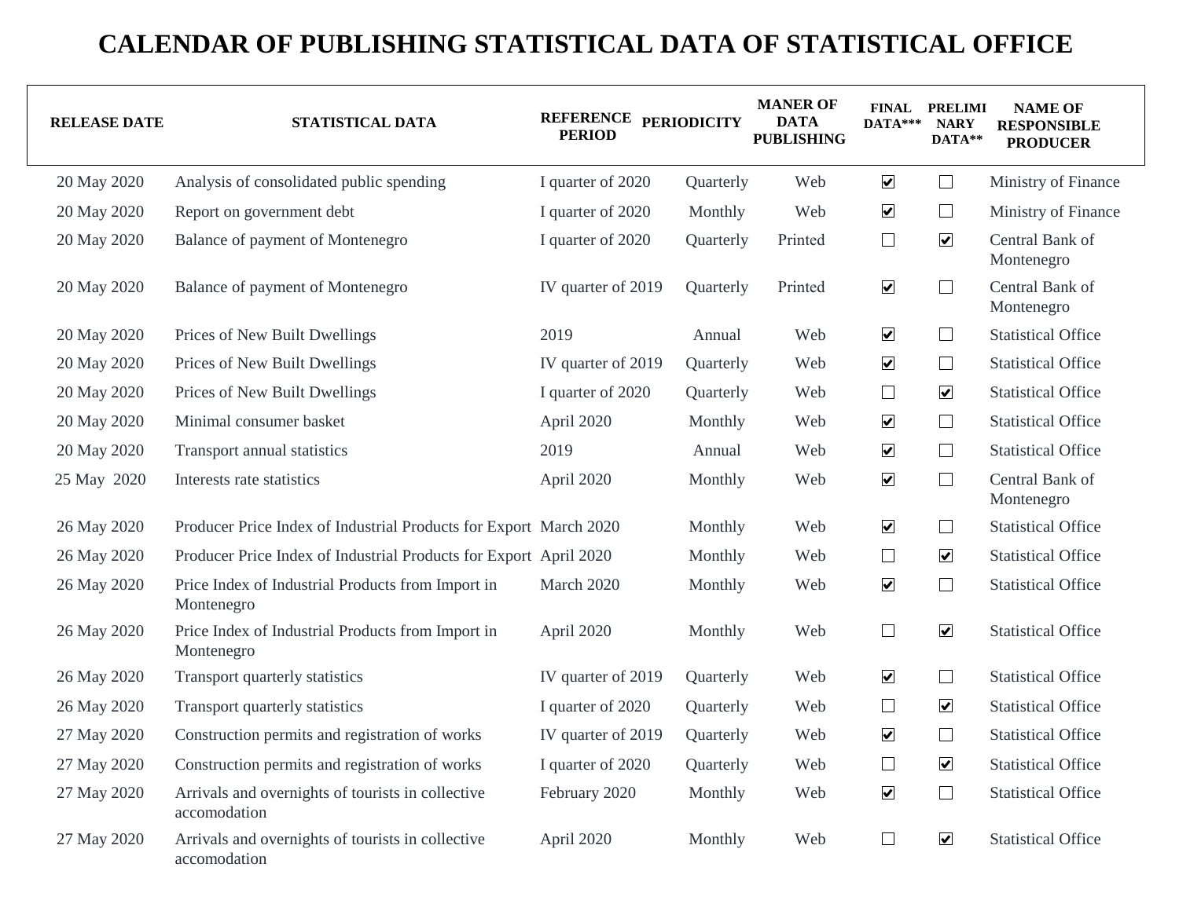# CALENDAR OF PUBLISHING STATISTICAL DATA OF STATISTICAL OFFICE

| RELEASE DATE | STATISTICAL DATA | REFERENCE PERIOD | PERIODICITY | MANER OF DATA PUBLISHING | FINAL DATA*** | PRELIMINARY DATA** | NAME OF RESPONSIBLE PRODUCER |
|---|---|---|---|---|---|---|---|
| 20 May 2020 | Analysis of consolidated public spending | I quarter of 2020 | Quarterly | Web | ☑ | ☐ | Ministry of Finance |
| 20 May 2020 | Report on government debt | I quarter of 2020 | Monthly | Web | ☑ | ☐ | Ministry of Finance |
| 20 May 2020 | Balance of payment of Montenegro | I quarter of 2020 | Quarterly | Printed | ☐ | ☑ | Central Bank of Montenegro |
| 20 May 2020 | Balance of payment of Montenegro | IV quarter of 2019 | Quarterly | Printed | ☑ | ☐ | Central Bank of Montenegro |
| 20 May 2020 | Prices of New Built Dwellings | 2019 | Annual | Web | ☑ | ☐ | Statistical Office |
| 20 May 2020 | Prices of New Built Dwellings | IV quarter of 2019 | Quarterly | Web | ☑ | ☐ | Statistical Office |
| 20 May 2020 | Prices of New Built Dwellings | I quarter of 2020 | Quarterly | Web | ☐ | ☑ | Statistical Office |
| 20 May 2020 | Minimal consumer basket | April 2020 | Monthly | Web | ☑ | ☐ | Statistical Office |
| 20 May 2020 | Transport annual statistics | 2019 | Annual | Web | ☑ | ☐ | Statistical Office |
| 25 May 2020 | Interests rate statistics | April 2020 | Monthly | Web | ☑ | ☐ | Central Bank of Montenegro |
| 26 May 2020 | Producer Price Index of Industrial Products for Export | March 2020 | Monthly | Web | ☑ | ☐ | Statistical Office |
| 26 May 2020 | Producer Price Index of Industrial Products for Export | April 2020 | Monthly | Web | ☐ | ☑ | Statistical Office |
| 26 May 2020 | Price Index of Industrial Products from Import in Montenegro | March 2020 | Monthly | Web | ☑ | ☐ | Statistical Office |
| 26 May 2020 | Price Index of Industrial Products from Import in Montenegro | April 2020 | Monthly | Web | ☐ | ☑ | Statistical Office |
| 26 May 2020 | Transport quarterly statistics | IV quarter of 2019 | Quarterly | Web | ☑ | ☐ | Statistical Office |
| 26 May 2020 | Transport quarterly statistics | I quarter of 2020 | Quarterly | Web | ☐ | ☑ | Statistical Office |
| 27 May 2020 | Construction permits and registration of works | IV quarter of 2019 | Quarterly | Web | ☑ | ☐ | Statistical Office |
| 27 May 2020 | Construction permits and registration of works | I quarter of 2020 | Quarterly | Web | ☐ | ☑ | Statistical Office |
| 27 May 2020 | Arrivals and overnights of tourists in collective accomodation | February 2020 | Monthly | Web | ☑ | ☐ | Statistical Office |
| 27 May 2020 | Arrivals and overnights of tourists in collective accomodation | April 2020 | Monthly | Web | ☐ | ☑ | Statistical Office |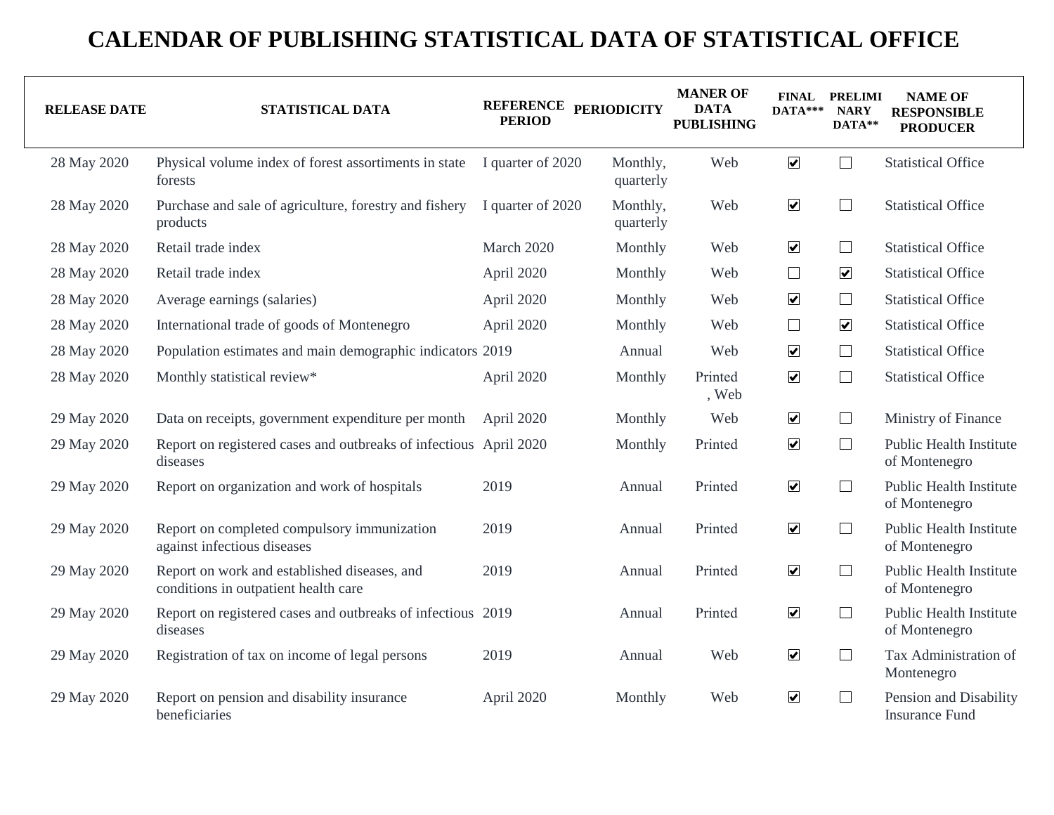# CALENDAR OF PUBLISHING STATISTICAL DATA OF STATISTICAL OFFICE

| RELEASE DATE | STATISTICAL DATA | REFERENCE PERIOD | PERIODICITY | MANER OF DATA PUBLISHING | FINAL DATA*** | PRELIMINARY DATA** | NAME OF RESPONSIBLE PRODUCER |
|---|---|---|---|---|---|---|---|
| 28 May 2020 | Physical volume index of forest assortiments in state forests | I quarter of 2020 | Monthly, quarterly | Web | ☑ | ☐ | Statistical Office |
| 28 May 2020 | Purchase and sale of agriculture, forestry and fishery products | I quarter of 2020 | Monthly, quarterly | Web | ☑ | ☐ | Statistical Office |
| 28 May 2020 | Retail trade index | March 2020 | Monthly | Web | ☑ | ☐ | Statistical Office |
| 28 May 2020 | Retail trade index | April 2020 | Monthly | Web | ☐ | ☑ | Statistical Office |
| 28 May 2020 | Average earnings (salaries) | April 2020 | Monthly | Web | ☑ | ☐ | Statistical Office |
| 28 May 2020 | International trade of goods of Montenegro | April 2020 | Monthly | Web | ☐ | ☑ | Statistical Office |
| 28 May 2020 | Population estimates and main demographic indicators | 2019 | Annual | Web | ☑ | ☐ | Statistical Office |
| 28 May 2020 | Monthly statistical review* | April 2020 | Monthly | Printed, Web | ☑ | ☐ | Statistical Office |
| 29 May 2020 | Data on receipts, government expenditure per month | April 2020 | Monthly | Web | ☑ | ☐ | Ministry of Finance |
| 29 May 2020 | Report on registered cases and outbreaks of infectious diseases | April 2020 | Monthly | Printed | ☑ | ☐ | Public Health Institute of Montenegro |
| 29 May 2020 | Report on organization and work of hospitals | 2019 | Annual | Printed | ☑ | ☐ | Public Health Institute of Montenegro |
| 29 May 2020 | Report on completed compulsory immunization against infectious diseases | 2019 | Annual | Printed | ☑ | ☐ | Public Health Institute of Montenegro |
| 29 May 2020 | Report on work and established diseases, and conditions in outpatient health care | 2019 | Annual | Printed | ☑ | ☐ | Public Health Institute of Montenegro |
| 29 May 2020 | Report on registered cases and outbreaks of infectious diseases | 2019 | Annual | Printed | ☑ | ☐ | Public Health Institute of Montenegro |
| 29 May 2020 | Registration of tax on income of legal persons | 2019 | Annual | Web | ☑ | ☐ | Tax Administration of Montenegro |
| 29 May 2020 | Report on pension and disability insurance beneficiaries | April 2020 | Monthly | Web | ☑ | ☐ | Pension and Disability Insurance Fund |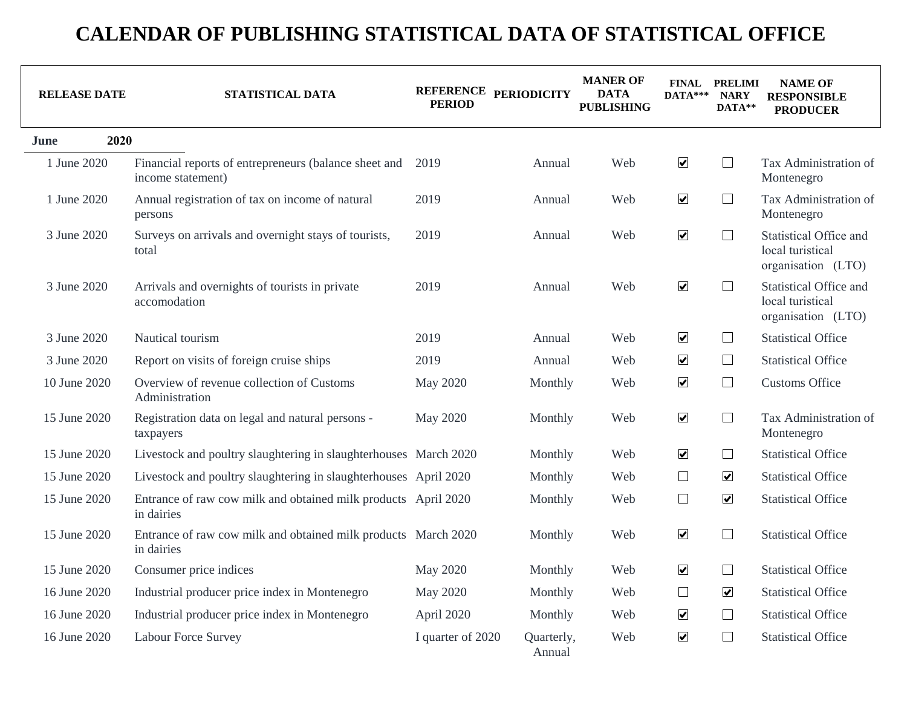# CALENDAR OF PUBLISHING STATISTICAL DATA OF STATISTICAL OFFICE

| RELEASE DATE | STATISTICAL DATA | REFERENCE PERIOD | PERIODICITY | MANER OF DATA PUBLISHING | FINAL DATA*** | PRELIMINARY DATA** | NAME OF RESPONSIBLE PRODUCER |
|---|---|---|---|---|---|---|---|
| **June 2020** | | | | | | | |
| 1 June 2020 | Financial reports of entrepreneurs (balance sheet and income statement) | 2019 | Annual | Web | ☑ | ☐ | Tax Administration of Montenegro |
| 1 June 2020 | Annual registration of tax on income of natural persons | 2019 | Annual | Web | ☑ | ☐ | Tax Administration of Montenegro |
| 3 June 2020 | Surveys on arrivals and overnight stays of tourists, total | 2019 | Annual | Web | ☑ | ☐ | Statistical Office and local turistical organisation (LTO) |
| 3 June 2020 | Arrivals and overnights of tourists in private accomodation | 2019 | Annual | Web | ☑ | ☐ | Statistical Office and local turistical organisation (LTO) |
| 3 June 2020 | Nautical tourism | 2019 | Annual | Web | ☑ | ☐ | Statistical Office |
| 3 June 2020 | Report on visits of foreign cruise ships | 2019 | Annual | Web | ☑ | ☐ | Statistical Office |
| 10 June 2020 | Overview of revenue collection of Customs Administration | May 2020 | Monthly | Web | ☑ | ☐ | Customs Office |
| 15 June 2020 | Registration data on legal and natural persons - taxpayers | May 2020 | Monthly | Web | ☑ | ☐ | Tax Administration of Montenegro |
| 15 June 2020 | Livestock and poultry slaughtering in slaughterhouses | March 2020 | Monthly | Web | ☑ | ☐ | Statistical Office |
| 15 June 2020 | Livestock and poultry slaughtering in slaughterhouses | April 2020 | Monthly | Web | ☐ | ☑ | Statistical Office |
| 15 June 2020 | Entrance of raw cow milk and obtained milk products in dairies | April 2020 | Monthly | Web | ☐ | ☑ | Statistical Office |
| 15 June 2020 | Entrance of raw cow milk and obtained milk products in dairies | March 2020 | Monthly | Web | ☑ | ☐ | Statistical Office |
| 15 June 2020 | Consumer price indices | May 2020 | Monthly | Web | ☑ | ☐ | Statistical Office |
| 16 June 2020 | Industrial producer price index in Montenegro | May 2020 | Monthly | Web | ☐ | ☑ | Statistical Office |
| 16 June 2020 | Industrial producer price index in Montenegro | April 2020 | Monthly | Web | ☑ | ☐ | Statistical Office |
| 16 June 2020 | Labour Force Survey | I quarter of 2020 | Quarterly, Annual | Web | ☑ | ☐ | Statistical Office |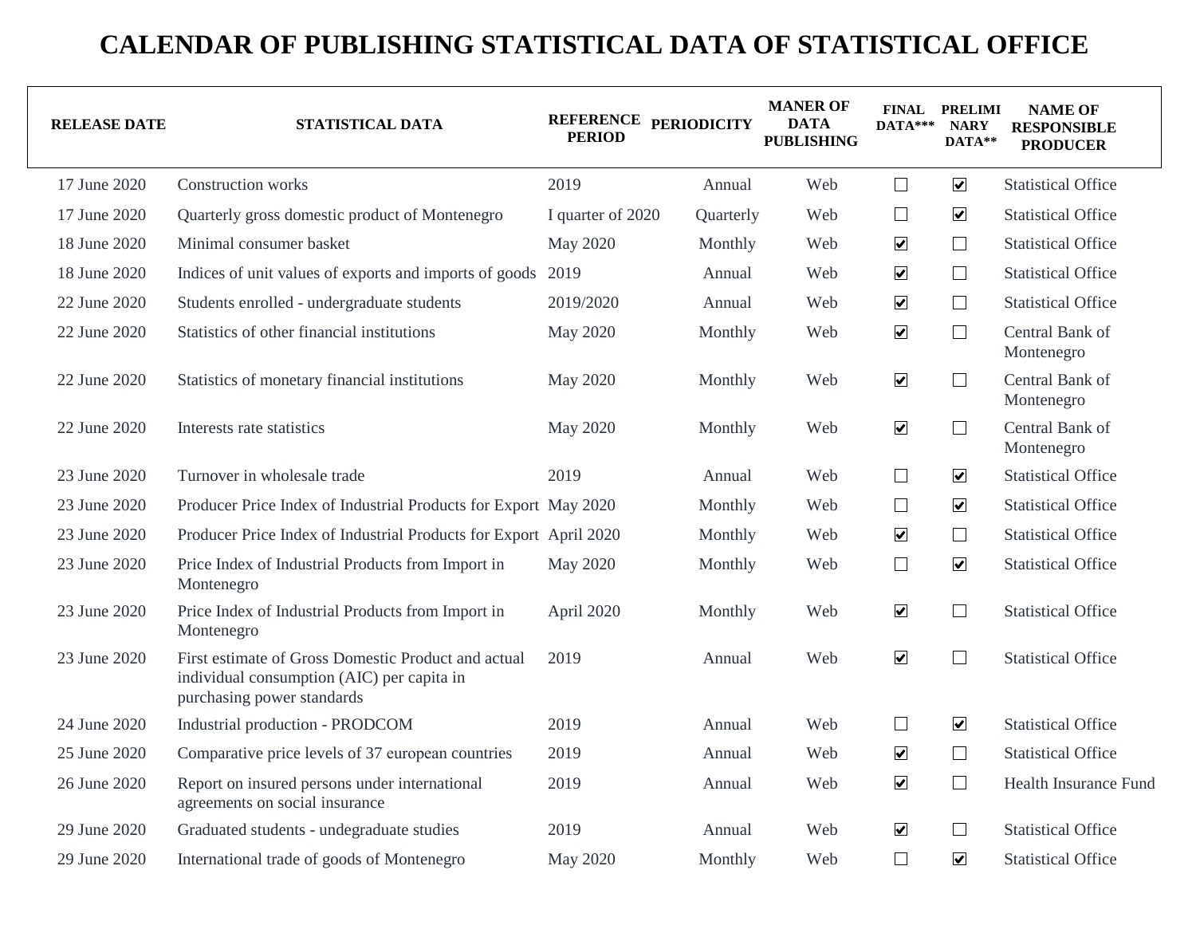# CALENDAR OF PUBLISHING STATISTICAL DATA OF STATISTICAL OFFICE

| RELEASE DATE | STATISTICAL DATA | REFERENCE PERIOD | PERIODICITY | MANER OF DATA PUBLISHING | FINAL DATA*** | PRELIMINARY DATA** | NAME OF RESPONSIBLE PRODUCER |
|---|---|---|---|---|---|---|---|
| 17 June 2020 | Construction works | 2019 | Annual | Web | ☐ | ☑ | Statistical Office |
| 17 June 2020 | Quarterly gross domestic product of Montenegro | I quarter of 2020 | Quarterly | Web | ☐ | ☑ | Statistical Office |
| 18 June 2020 | Minimal consumer basket | May 2020 | Monthly | Web | ☑ | ☐ | Statistical Office |
| 18 June 2020 | Indices of unit values of exports and imports of goods | 2019 | Annual | Web | ☑ | ☐ | Statistical Office |
| 22 June 2020 | Students enrolled - undergraduate students | 2019/2020 | Annual | Web | ☑ | ☐ | Statistical Office |
| 22 June 2020 | Statistics of other financial institutions | May 2020 | Monthly | Web | ☑ | ☐ | Central Bank of Montenegro |
| 22 June 2020 | Statistics of monetary financial institutions | May 2020 | Monthly | Web | ☑ | ☐ | Central Bank of Montenegro |
| 22 June 2020 | Interests rate statistics | May 2020 | Monthly | Web | ☑ | ☐ | Central Bank of Montenegro |
| 23 June 2020 | Turnover in wholesale trade | 2019 | Annual | Web | ☐ | ☑ | Statistical Office |
| 23 June 2020 | Producer Price Index of Industrial Products for Export | May 2020 | Monthly | Web | ☐ | ☑ | Statistical Office |
| 23 June 2020 | Producer Price Index of Industrial Products for Export | April 2020 | Monthly | Web | ☑ | ☐ | Statistical Office |
| 23 June 2020 | Price Index of Industrial Products from Import in Montenegro | May 2020 | Monthly | Web | ☐ | ☑ | Statistical Office |
| 23 June 2020 | Price Index of Industrial Products from Import in Montenegro | April 2020 | Monthly | Web | ☑ | ☐ | Statistical Office |
| 23 June 2020 | First estimate of Gross Domestic Product and actual individual consumption (AIC) per capita in purchasing power standards | 2019 | Annual | Web | ☑ | ☐ | Statistical Office |
| 24 June 2020 | Industrial production - PRODCOM | 2019 | Annual | Web | ☐ | ☑ | Statistical Office |
| 25 June 2020 | Comparative price levels of 37 european countries | 2019 | Annual | Web | ☑ | ☐ | Statistical Office |
| 26 June 2020 | Report on insured persons under international agreements on social insurance | 2019 | Annual | Web | ☑ | ☐ | Health Insurance Fund |
| 29 June 2020 | Graduated students - undegraduate studies | 2019 | Annual | Web | ☑ | ☐ | Statistical Office |
| 29 June 2020 | International trade of goods of Montenegro | May 2020 | Monthly | Web | ☐ | ☑ | Statistical Office |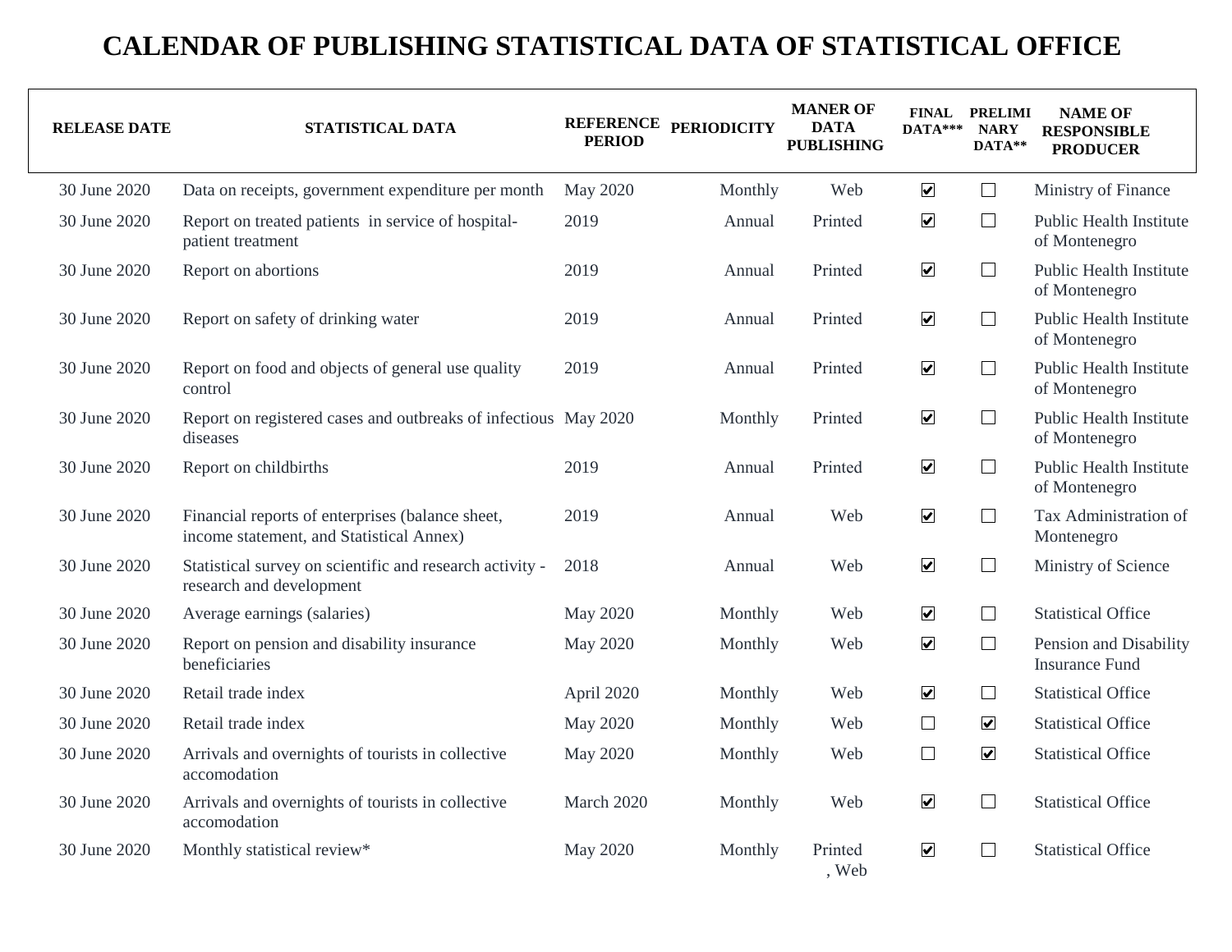# CALENDAR OF PUBLISHING STATISTICAL DATA OF STATISTICAL OFFICE

| RELEASE DATE | STATISTICAL DATA | REFERENCE PERIOD | PERIODICITY | MANER OF DATA PUBLISHING | FINAL DATA*** | PRELIMINARY DATA** | NAME OF RESPONSIBLE PRODUCER |
|---|---|---|---|---|---|---|---|
| 30 June 2020 | Data on receipts, government expenditure per month | May 2020 | Monthly | Web | ☑ | ☐ | Ministry of Finance |
| 30 June 2020 | Report on treated patients in service of hospital-patient treatment | 2019 | Annual | Printed | ☑ | ☐ | Public Health Institute of Montenegro |
| 30 June 2020 | Report on abortions | 2019 | Annual | Printed | ☑ | ☐ | Public Health Institute of Montenegro |
| 30 June 2020 | Report on safety of drinking water | 2019 | Annual | Printed | ☑ | ☐ | Public Health Institute of Montenegro |
| 30 June 2020 | Report on food and objects of general use quality control | 2019 | Annual | Printed | ☑ | ☐ | Public Health Institute of Montenegro |
| 30 June 2020 | Report on registered cases and outbreaks of infectious diseases | May 2020 | Monthly | Printed | ☑ | ☐ | Public Health Institute of Montenegro |
| 30 June 2020 | Report on childbirths | 2019 | Annual | Printed | ☑ | ☐ | Public Health Institute of Montenegro |
| 30 June 2020 | Financial reports of enterprises (balance sheet, income statement, and Statistical Annex) | 2019 | Annual | Web | ☑ | ☐ | Tax Administration of Montenegro |
| 30 June 2020 | Statistical survey on scientific and research activity - research and development | 2018 | Annual | Web | ☑ | ☐ | Ministry of Science |
| 30 June 2020 | Average earnings (salaries) | May 2020 | Monthly | Web | ☑ | ☐ | Statistical Office |
| 30 June 2020 | Report on pension and disability insurance beneficiaries | May 2020 | Monthly | Web | ☑ | ☐ | Pension and Disability Insurance Fund |
| 30 June 2020 | Retail trade index | April 2020 | Monthly | Web | ☑ | ☐ | Statistical Office |
| 30 June 2020 | Retail trade index | May 2020 | Monthly | Web | ☐ | ☑ | Statistical Office |
| 30 June 2020 | Arrivals and overnights of tourists in collective accomodation | May 2020 | Monthly | Web | ☐ | ☑ | Statistical Office |
| 30 June 2020 | Arrivals and overnights of tourists in collective accomodation | March 2020 | Monthly | Web | ☑ | ☐ | Statistical Office |
| 30 June 2020 | Monthly statistical review* | May 2020 | Monthly | Printed, Web | ☑ | ☐ | Statistical Office |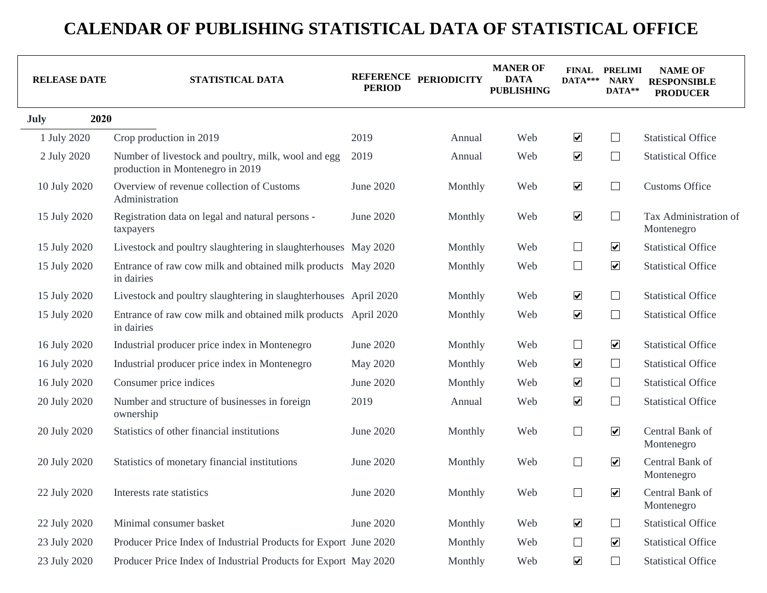# CALENDAR OF PUBLISHING STATISTICAL DATA OF STATISTICAL OFFICE

| RELEASE DATE | STATISTICAL DATA | REFERENCE PERIOD | PERIODICITY | MANER OF DATA PUBLISHING | FINAL DATA*** | PRELIMINARY DATA** | NAME OF RESPONSIBLE PRODUCER |
|---|---|---|---|---|---|---|---|
| **July 2020** | | | | | | | |
| 1 July 2020 | Crop production in 2019 | 2019 | Annual | Web | ☑ | ☐ | Statistical Office |
| 2 July 2020 | Number of livestock and poultry, milk, wool and egg production in Montenegro in 2019 | 2019 | Annual | Web | ☑ | ☐ | Statistical Office |
| 10 July 2020 | Overview of revenue collection of Customs Administration | June 2020 | Monthly | Web | ☑ | ☐ | Customs Office |
| 15 July 2020 | Registration data on legal and natural persons - taxpayers | June 2020 | Monthly | Web | ☑ | ☐ | Tax Administration of Montenegro |
| 15 July 2020 | Livestock and poultry slaughtering in slaughterhouses | May 2020 | Monthly | Web | ☐ | ☑ | Statistical Office |
| 15 July 2020 | Entrance of raw cow milk and obtained milk products in dairies | May 2020 | Monthly | Web | ☐ | ☑ | Statistical Office |
| 15 July 2020 | Livestock and poultry slaughtering in slaughterhouses | April 2020 | Monthly | Web | ☑ | ☐ | Statistical Office |
| 15 July 2020 | Entrance of raw cow milk and obtained milk products in dairies | April 2020 | Monthly | Web | ☑ | ☐ | Statistical Office |
| 16 July 2020 | Industrial producer price index in Montenegro | June 2020 | Monthly | Web | ☐ | ☑ | Statistical Office |
| 16 July 2020 | Industrial producer price index in Montenegro | May 2020 | Monthly | Web | ☑ | ☐ | Statistical Office |
| 16 July 2020 | Consumer price indices | June 2020 | Monthly | Web | ☑ | ☐ | Statistical Office |
| 20 July 2020 | Number and structure of businesses in foreign ownership | 2019 | Annual | Web | ☑ | ☐ | Statistical Office |
| 20 July 2020 | Statistics of other financial institutions | June 2020 | Monthly | Web | ☐ | ☑ | Central Bank of Montenegro |
| 20 July 2020 | Statistics of monetary financial institutions | June 2020 | Monthly | Web | ☐ | ☑ | Central Bank of Montenegro |
| 22 July 2020 | Interests rate statistics | June 2020 | Monthly | Web | ☐ | ☑ | Central Bank of Montenegro |
| 22 July 2020 | Minimal consumer basket | June 2020 | Monthly | Web | ☑ | ☐ | Statistical Office |
| 23 July 2020 | Producer Price Index of Industrial Products for Export | June 2020 | Monthly | Web | ☐ | ☑ | Statistical Office |
| 23 July 2020 | Producer Price Index of Industrial Products for Export | May 2020 | Monthly | Web | ☑ | ☐ | Statistical Office |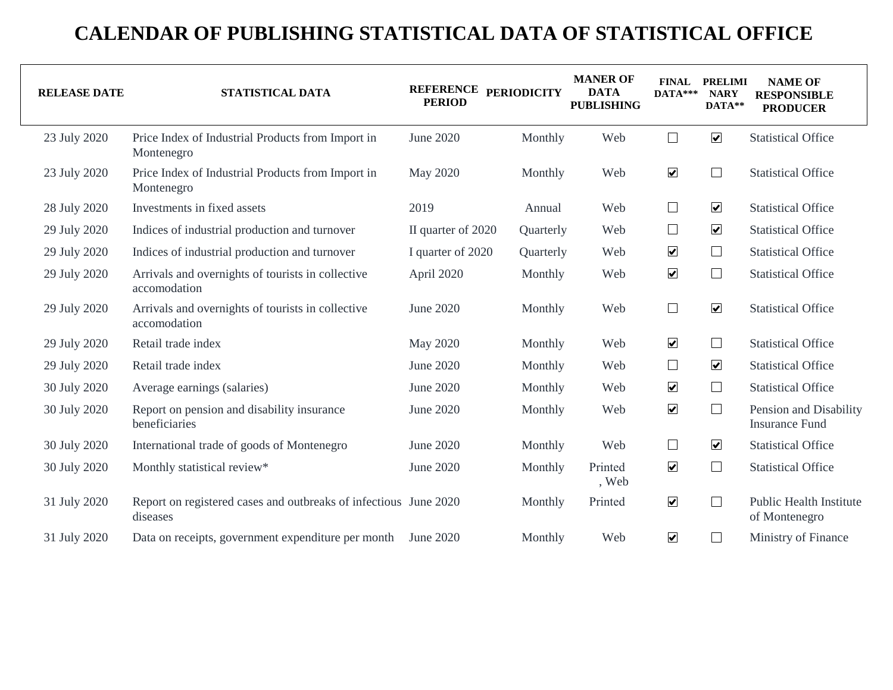# CALENDAR OF PUBLISHING STATISTICAL DATA OF STATISTICAL OFFICE

| RELEASE DATE | STATISTICAL DATA | REFERENCE PERIOD | PERIODICITY | MANER OF DATA PUBLISHING | FINAL DATA*** | PRELIMINARY DATA** | NAME OF RESPONSIBLE PRODUCER |
|---|---|---|---|---|---|---|---|
| 23 July 2020 | Price Index of Industrial Products from Import in Montenegro | June 2020 | Monthly | Web | ☐ | ☑ | Statistical Office |
| 23 July 2020 | Price Index of Industrial Products from Import in Montenegro | May 2020 | Monthly | Web | ☑ | ☐ | Statistical Office |
| 28 July 2020 | Investments in fixed assets | 2019 | Annual | Web | ☐ | ☑ | Statistical Office |
| 29 July 2020 | Indices of industrial production and turnover | II quarter of 2020 | Quarterly | Web | ☐ | ☑ | Statistical Office |
| 29 July 2020 | Indices of industrial production and turnover | I quarter of 2020 | Quarterly | Web | ☑ | ☐ | Statistical Office |
| 29 July 2020 | Arrivals and overnights of tourists in collective accomodation | April 2020 | Monthly | Web | ☑ | ☐ | Statistical Office |
| 29 July 2020 | Arrivals and overnights of tourists in collective accomodation | June 2020 | Monthly | Web | ☐ | ☑ | Statistical Office |
| 29 July 2020 | Retail trade index | May 2020 | Monthly | Web | ☑ | ☐ | Statistical Office |
| 29 July 2020 | Retail trade index | June 2020 | Monthly | Web | ☐ | ☑ | Statistical Office |
| 30 July 2020 | Average earnings (salaries) | June 2020 | Monthly | Web | ☑ | ☐ | Statistical Office |
| 30 July 2020 | Report on pension and disability insurance beneficiaries | June 2020 | Monthly | Web | ☑ | ☐ | Pension and Disability Insurance Fund |
| 30 July 2020 | International trade of goods of Montenegro | June 2020 | Monthly | Web | ☐ | ☑ | Statistical Office |
| 30 July 2020 | Monthly statistical review* | June 2020 | Monthly | Printed, Web | ☑ | ☐ | Statistical Office |
| 31 July 2020 | Report on registered cases and outbreaks of infectious diseases | June 2020 | Monthly | Printed | ☑ | ☐ | Public Health Institute of Montenegro |
| 31 July 2020 | Data on receipts, government expenditure per month | June 2020 | Monthly | Web | ☑ | ☐ | Ministry of Finance |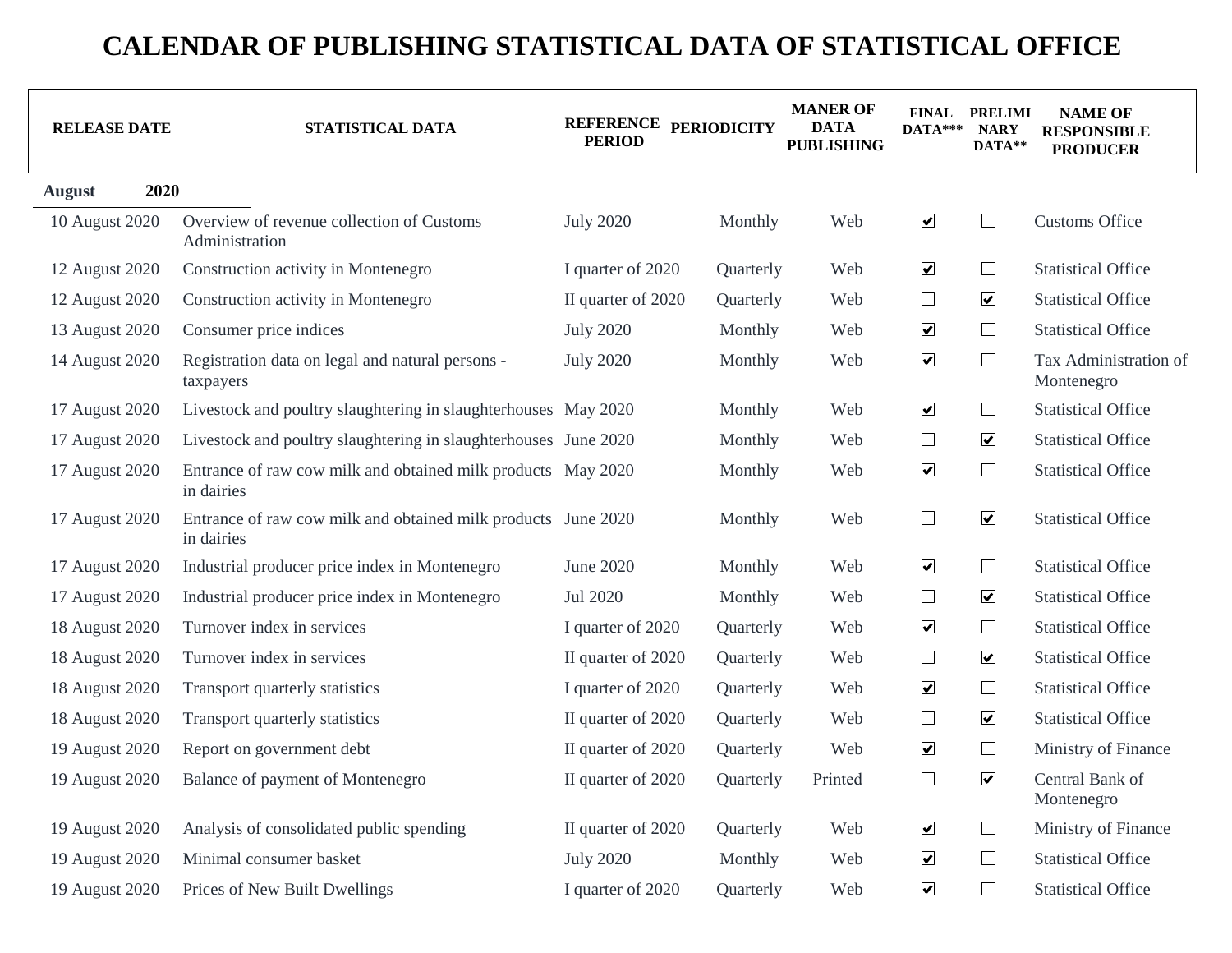# CALENDAR OF PUBLISHING STATISTICAL DATA OF STATISTICAL OFFICE

| RELEASE DATE | STATISTICAL DATA | REFERENCE PERIOD | PERIODICITY | MANER OF DATA PUBLISHING | FINAL DATA*** | PRELIMINARY DATA** | NAME OF RESPONSIBLE PRODUCER |
|---|---|---|---|---|---|---|---|
| **August 2020** | | | | | | | |
| 10 August 2020 | Overview of revenue collection of Customs Administration | July 2020 | Monthly | Web | ☑ | ☐ | Customs Office |
| 12 August 2020 | Construction activity in Montenegro | I quarter of 2020 | Quarterly | Web | ☑ | ☐ | Statistical Office |
| 12 August 2020 | Construction activity in Montenegro | II quarter of 2020 | Quarterly | Web | ☐ | ☑ | Statistical Office |
| 13 August 2020 | Consumer price indices | July 2020 | Monthly | Web | ☑ | ☐ | Statistical Office |
| 14 August 2020 | Registration data on legal and natural persons - taxpayers | July 2020 | Monthly | Web | ☑ | ☐ | Tax Administration of Montenegro |
| 17 August 2020 | Livestock and poultry slaughtering in slaughterhouses | May 2020 | Monthly | Web | ☑ | ☐ | Statistical Office |
| 17 August 2020 | Livestock and poultry slaughtering in slaughterhouses | June 2020 | Monthly | Web | ☐ | ☑ | Statistical Office |
| 17 August 2020 | Entrance of raw cow milk and obtained milk products in dairies | May 2020 | Monthly | Web | ☑ | ☐ | Statistical Office |
| 17 August 2020 | Entrance of raw cow milk and obtained milk products in dairies | June 2020 | Monthly | Web | ☐ | ☑ | Statistical Office |
| 17 August 2020 | Industrial producer price index in Montenegro | June 2020 | Monthly | Web | ☑ | ☐ | Statistical Office |
| 17 August 2020 | Industrial producer price index in Montenegro | Jul 2020 | Monthly | Web | ☐ | ☑ | Statistical Office |
| 18 August 2020 | Turnover index in services | I quarter of 2020 | Quarterly | Web | ☑ | ☐ | Statistical Office |
| 18 August 2020 | Turnover index in services | II quarter of 2020 | Quarterly | Web | ☐ | ☑ | Statistical Office |
| 18 August 2020 | Transport quarterly statistics | I quarter of 2020 | Quarterly | Web | ☑ | ☐ | Statistical Office |
| 18 August 2020 | Transport quarterly statistics | II quarter of 2020 | Quarterly | Web | ☐ | ☑ | Statistical Office |
| 19 August 2020 | Report on government debt | II quarter of 2020 | Quarterly | Web | ☑ | ☐ | Ministry of Finance |
| 19 August 2020 | Balance of payment of Montenegro | II quarter of 2020 | Quarterly | Printed | ☐ | ☑ | Central Bank of Montenegro |
| 19 August 2020 | Analysis of consolidated public spending | II quarter of 2020 | Quarterly | Web | ☑ | ☐ | Ministry of Finance |
| 19 August 2020 | Minimal consumer basket | July 2020 | Monthly | Web | ☑ | ☐ | Statistical Office |
| 19 August 2020 | Prices of New Built Dwellings | I quarter of 2020 | Quarterly | Web | ☑ | ☐ | Statistical Office |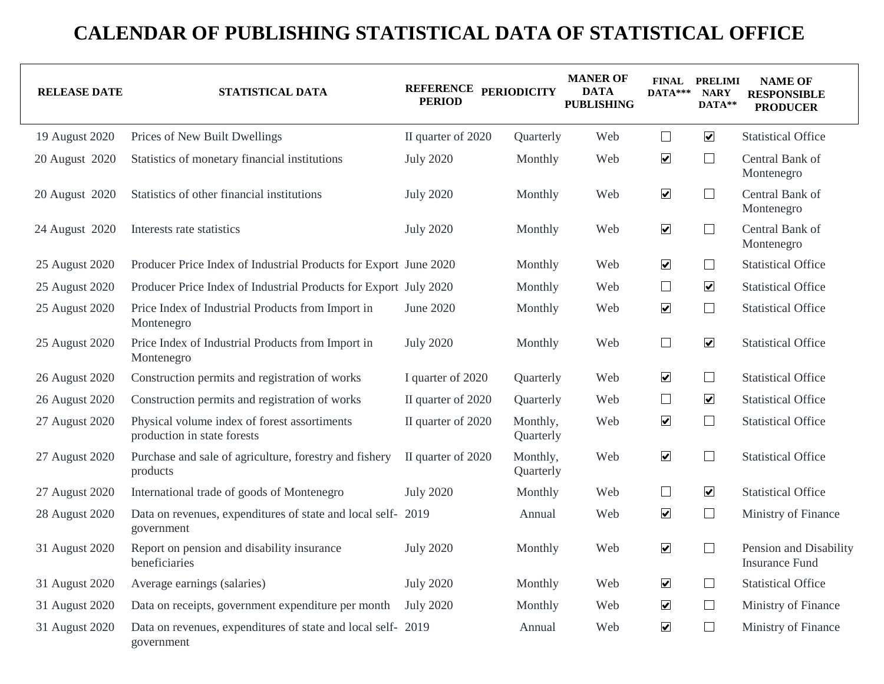# CALENDAR OF PUBLISHING STATISTICAL DATA OF STATISTICAL OFFICE

| RELEASE DATE | STATISTICAL DATA | REFERENCE PERIOD | PERIODICITY | MANER OF DATA PUBLISHING | FINAL DATA*** | PRELIMINARY DATA** | NAME OF RESPONSIBLE PRODUCER |
|---|---|---|---|---|---|---|---|
| 19 August 2020 | Prices of New Built Dwellings | II quarter of 2020 | Quarterly | Web | ☐ | ☑ | Statistical Office |
| 20 August 2020 | Statistics of monetary financial institutions | July 2020 | Monthly | Web | ☑ | ☐ | Central Bank of Montenegro |
| 20 August 2020 | Statistics of other financial institutions | July 2020 | Monthly | Web | ☑ | ☐ | Central Bank of Montenegro |
| 24 August 2020 | Interests rate statistics | July 2020 | Monthly | Web | ☑ | ☐ | Central Bank of Montenegro |
| 25 August 2020 | Producer Price Index of Industrial Products for Export | June 2020 | Monthly | Web | ☑ | ☐ | Statistical Office |
| 25 August 2020 | Producer Price Index of Industrial Products for Export | July 2020 | Monthly | Web | ☐ | ☑ | Statistical Office |
| 25 August 2020 | Price Index of Industrial Products from Import in Montenegro | June 2020 | Monthly | Web | ☑ | ☐ | Statistical Office |
| 25 August 2020 | Price Index of Industrial Products from Import in Montenegro | July 2020 | Monthly | Web | ☐ | ☑ | Statistical Office |
| 26 August 2020 | Construction permits and registration of works | I quarter of 2020 | Quarterly | Web | ☑ | ☐ | Statistical Office |
| 26 August 2020 | Construction permits and registration of works | II quarter of 2020 | Quarterly | Web | ☐ | ☑ | Statistical Office |
| 27 August 2020 | Physical volume index of forest assortiments production in state forests | II quarter of 2020 | Monthly, Quarterly | Web | ☑ | ☐ | Statistical Office |
| 27 August 2020 | Purchase and sale of agriculture, forestry and fishery products | II quarter of 2020 | Monthly, Quarterly | Web | ☑ | ☐ | Statistical Office |
| 27 August 2020 | International trade of goods of Montenegro | July 2020 | Monthly | Web | ☐ | ☑ | Statistical Office |
| 28 August 2020 | Data on revenues, expenditures of state and local self-government | 2019 | Annual | Web | ☑ | ☐ | Ministry of Finance |
| 31 August 2020 | Report on pension and disability insurance beneficiaries | July 2020 | Monthly | Web | ☑ | ☐ | Pension and Disability Insurance Fund |
| 31 August 2020 | Average earnings (salaries) | July 2020 | Monthly | Web | ☑ | ☐ | Statistical Office |
| 31 August 2020 | Data on receipts, government expenditure per month | July 2020 | Monthly | Web | ☑ | ☐ | Ministry of Finance |
| 31 August 2020 | Data on revenues, expenditures of state and local self-government | 2019 | Annual | Web | ☑ | ☐ | Ministry of Finance |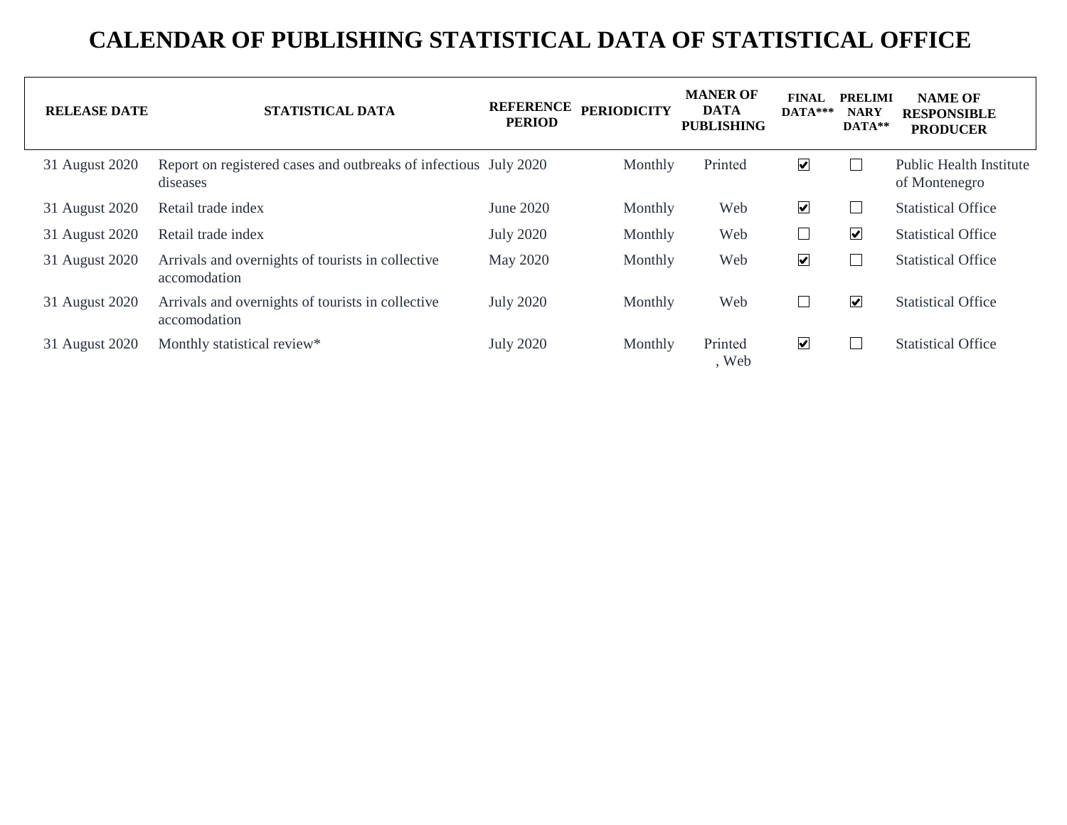# CALENDAR OF PUBLISHING STATISTICAL DATA OF STATISTICAL OFFICE

| RELEASE DATE | STATISTICAL DATA | REFERENCE PERIOD | PERIODICITY | MANER OF DATA PUBLISHING | FINAL DATA*** | PRELIMINARY DATA** | NAME OF RESPONSIBLE PRODUCER |
|---|---|---|---|---|---|---|---|
| 31 August 2020 | Report on registered cases and outbreaks of infectious diseases | July 2020 | Monthly | Printed | ☑ | ☐ | Public Health Institute of Montenegro |
| 31 August 2020 | Retail trade index | June 2020 | Monthly | Web | ☑ | ☐ | Statistical Office |
| 31 August 2020 | Retail trade index | July 2020 | Monthly | Web | ☐ | ☑ | Statistical Office |
| 31 August 2020 | Arrivals and overnights of tourists in collective accomodation | May 2020 | Monthly | Web | ☑ | ☐ | Statistical Office |
| 31 August 2020 | Arrivals and overnights of tourists in collective accomodation | July 2020 | Monthly | Web | ☐ | ☑ | Statistical Office |
| 31 August 2020 | Monthly statistical review* | July 2020 | Monthly | Printed, Web | ☑ | ☐ | Statistical Office |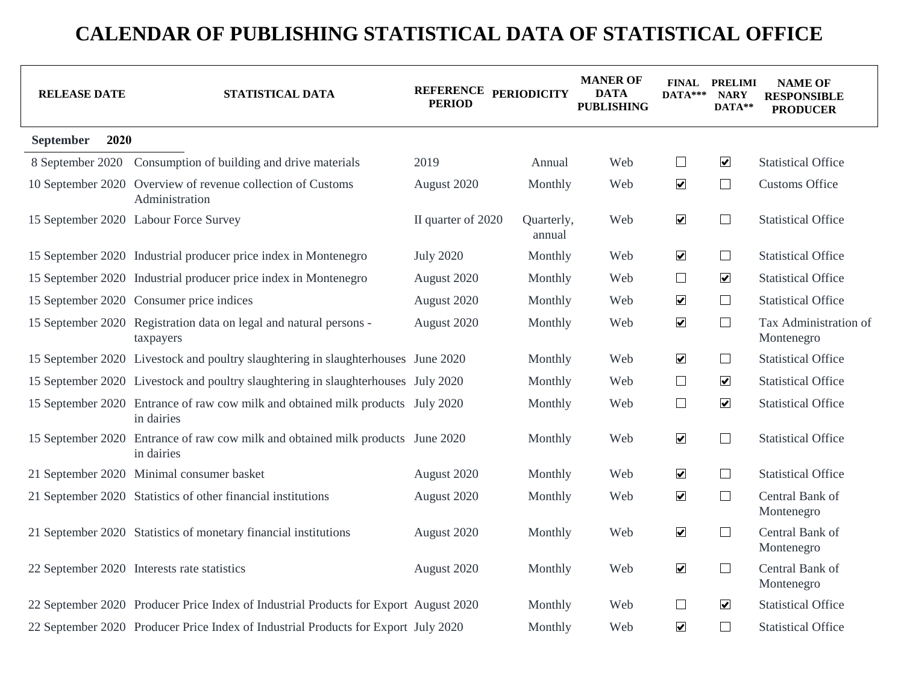# CALENDAR OF PUBLISHING STATISTICAL DATA OF STATISTICAL OFFICE

| RELEASE DATE | STATISTICAL DATA | REFERENCE PERIOD | PERIODICITY | MANER OF DATA PUBLISHING | FINAL DATA*** | PRELIMINARY DATA** | NAME OF RESPONSIBLE PRODUCER |
|---|---|---|---|---|---|---|---|
| **September 2020** | | | | | | | |
| 8 September 2020 | Consumption of building and drive materials | 2019 | Annual | Web | ☐ | ☑ | Statistical Office |
| 10 September 2020 | Overview of revenue collection of Customs Administration | August 2020 | Monthly | Web | ☑ | ☐ | Customs Office |
| 15 September 2020 | Labour Force Survey | II quarter of 2020 | Quarterly, annual | Web | ☑ | ☐ | Statistical Office |
| 15 September 2020 | Industrial producer price index in Montenegro | July 2020 | Monthly | Web | ☑ | ☐ | Statistical Office |
| 15 September 2020 | Industrial producer price index in Montenegro | August 2020 | Monthly | Web | ☐ | ☑ | Statistical Office |
| 15 September 2020 | Consumer price indices | August 2020 | Monthly | Web | ☑ | ☐ | Statistical Office |
| 15 September 2020 | Registration data on legal and natural persons - taxpayers | August 2020 | Monthly | Web | ☑ | ☐ | Tax Administration of Montenegro |
| 15 September 2020 | Livestock and poultry slaughtering in slaughterhouses | June 2020 | Monthly | Web | ☑ | ☐ | Statistical Office |
| 15 September 2020 | Livestock and poultry slaughtering in slaughterhouses | July 2020 | Monthly | Web | ☐ | ☑ | Statistical Office |
| 15 September 2020 | Entrance of raw cow milk and obtained milk products in dairies | July 2020 | Monthly | Web | ☐ | ☑ | Statistical Office |
| 15 September 2020 | Entrance of raw cow milk and obtained milk products in dairies | June 2020 | Monthly | Web | ☑ | ☐ | Statistical Office |
| 21 September 2020 | Minimal consumer basket | August 2020 | Monthly | Web | ☑ | ☐ | Statistical Office |
| 21 September 2020 | Statistics of other financial institutions | August 2020 | Monthly | Web | ☑ | ☐ | Central Bank of Montenegro |
| 21 September 2020 | Statistics of monetary financial institutions | August 2020 | Monthly | Web | ☑ | ☐ | Central Bank of Montenegro |
| 22 September 2020 | Interests rate statistics | August 2020 | Monthly | Web | ☑ | ☐ | Central Bank of Montenegro |
| 22 September 2020 | Producer Price Index of Industrial Products for Export | August 2020 | Monthly | Web | ☐ | ☑ | Statistical Office |
| 22 September 2020 | Producer Price Index of Industrial Products for Export | July 2020 | Monthly | Web | ☑ | ☐ | Statistical Office |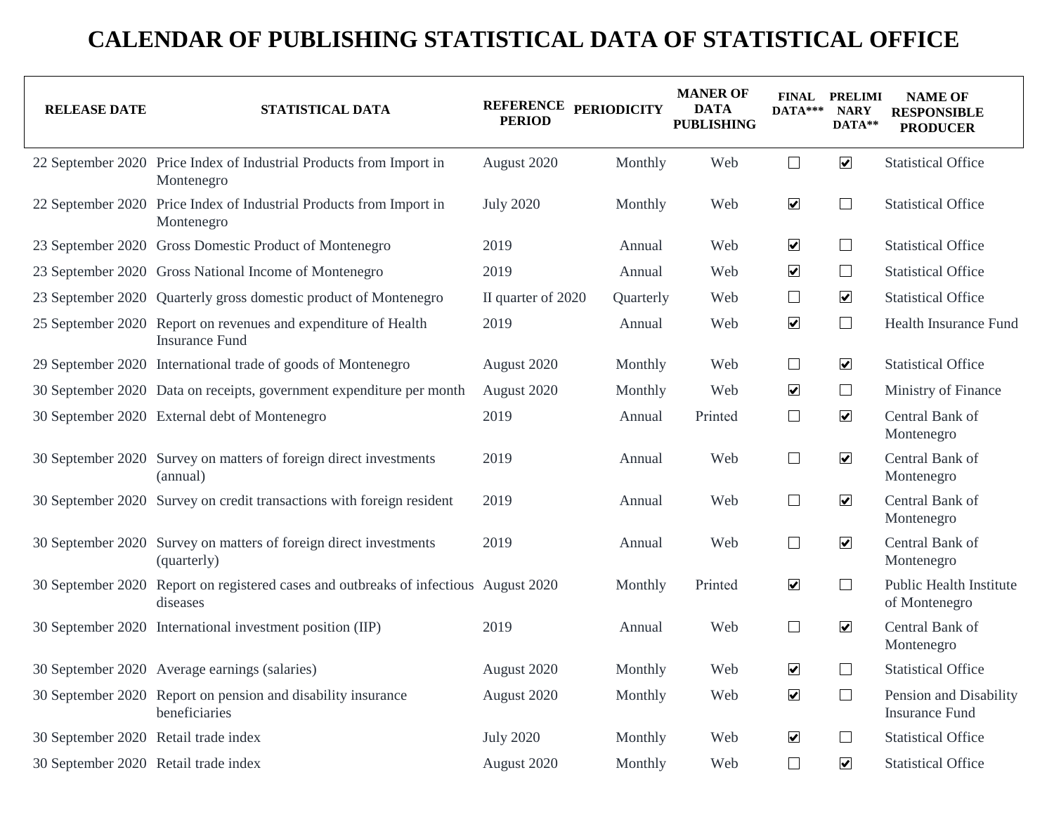# CALENDAR OF PUBLISHING STATISTICAL DATA OF STATISTICAL OFFICE

| RELEASE DATE | STATISTICAL DATA | REFERENCE PERIOD | PERIODICITY | MANER OF DATA PUBLISHING | FINAL DATA*** | PRELIMINARY DATA** | NAME OF RESPONSIBLE PRODUCER |
|---|---|---|---|---|---|---|---|
| 22 September 2020 | Price Index of Industrial Products from Import in Montenegro | August 2020 | Monthly | Web | ☐ | ☑ | Statistical Office |
| 22 September 2020 | Price Index of Industrial Products from Import in Montenegro | July 2020 | Monthly | Web | ☑ | ☐ | Statistical Office |
| 23 September 2020 | Gross Domestic Product of Montenegro | 2019 | Annual | Web | ☑ | ☐ | Statistical Office |
| 23 September 2020 | Gross National Income of Montenegro | 2019 | Annual | Web | ☑ | ☐ | Statistical Office |
| 23 September 2020 | Quarterly gross domestic product of Montenegro | II quarter of 2020 | Quarterly | Web | ☐ | ☑ | Statistical Office |
| 25 September 2020 | Report on revenues and expenditure of Health Insurance Fund | 2019 | Annual | Web | ☑ | ☐ | Health Insurance Fund |
| 29 September 2020 | International trade of goods of Montenegro | August 2020 | Monthly | Web | ☐ | ☑ | Statistical Office |
| 30 September 2020 | Data on receipts, government expenditure per month | August 2020 | Monthly | Web | ☑ | ☐ | Ministry of Finance |
| 30 September 2020 | External debt of Montenegro | 2019 | Annual | Printed | ☐ | ☑ | Central Bank of Montenegro |
| 30 September 2020 | Survey on matters of foreign direct investments (annual) | 2019 | Annual | Web | ☐ | ☑ | Central Bank of Montenegro |
| 30 September 2020 | Survey on credit transactions with foreign resident | 2019 | Annual | Web | ☐ | ☑ | Central Bank of Montenegro |
| 30 September 2020 | Survey on matters of foreign direct investments (quarterly) | 2019 | Annual | Web | ☐ | ☑ | Central Bank of Montenegro |
| 30 September 2020 | Report on registered cases and outbreaks of infectious diseases | August 2020 | Monthly | Printed | ☑ | ☐ | Public Health Institute of Montenegro |
| 30 September 2020 | International investment position (IIP) | 2019 | Annual | Web | ☐ | ☑ | Central Bank of Montenegro |
| 30 September 2020 | Average earnings (salaries) | August 2020 | Monthly | Web | ☑ | ☐ | Statistical Office |
| 30 September 2020 | Report on pension and disability insurance beneficiaries | August 2020 | Monthly | Web | ☑ | ☐ | Pension and Disability Insurance Fund |
| 30 September 2020 | Retail trade index | July 2020 | Monthly | Web | ☑ | ☐ | Statistical Office |
| 30 September 2020 | Retail trade index | August 2020 | Monthly | Web | ☐ | ☑ | Statistical Office |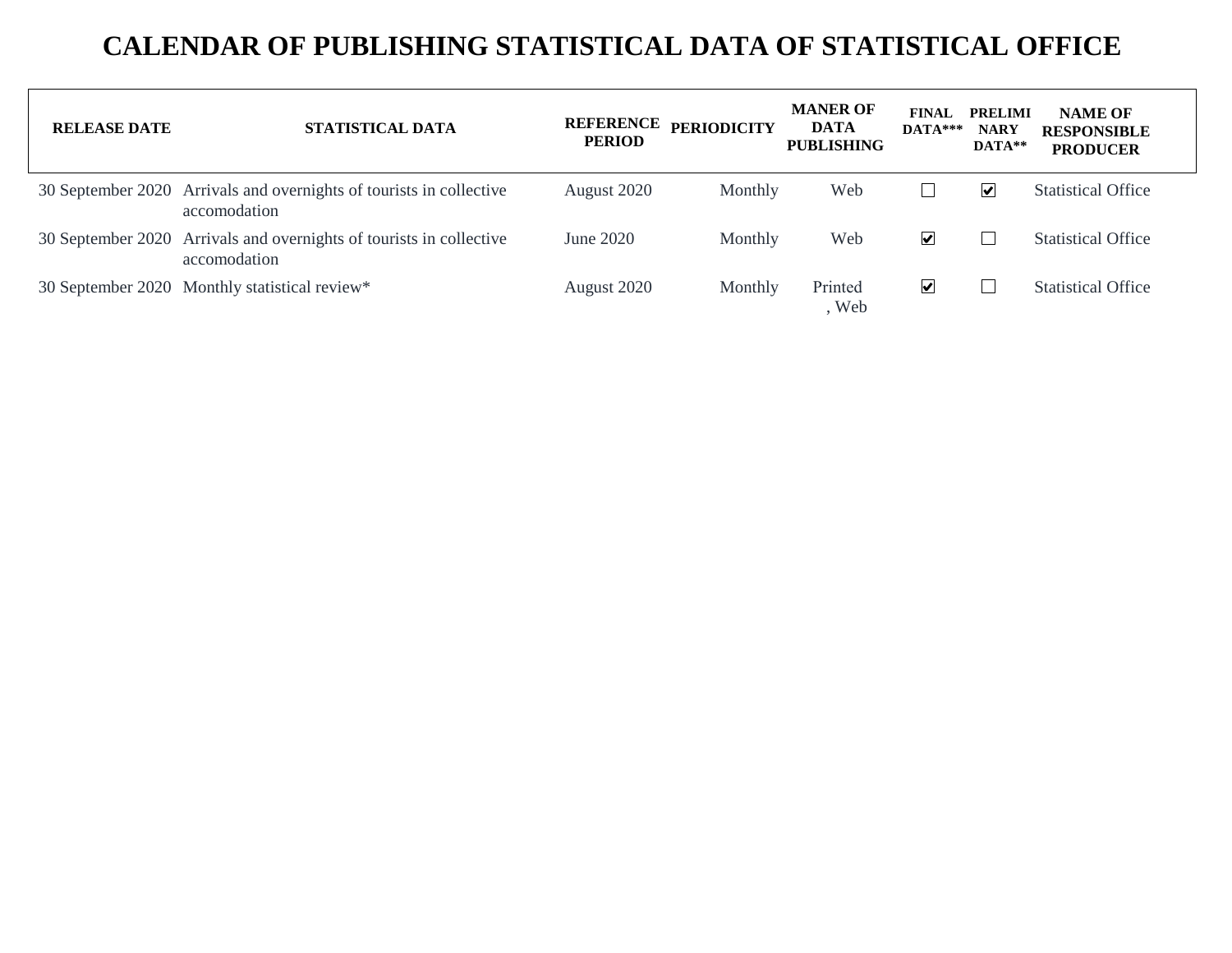# CALENDAR OF PUBLISHING STATISTICAL DATA OF STATISTICAL OFFICE

| RELEASE DATE | STATISTICAL DATA | REFERENCE PERIOD | PERIODICITY | MANER OF DATA PUBLISHING | FINAL DATA*** | PRELIMINARY DATA** | NAME OF RESPONSIBLE PRODUCER |
|---|---|---|---|---|---|---|---|
| 30 September 2020 | Arrivals and overnights of tourists in collective accomodation | August 2020 | Monthly | Web | ☐ | ☑ | Statistical Office |
| 30 September 2020 | Arrivals and overnights of tourists in collective accomodation | June 2020 | Monthly | Web | ☑ | ☐ | Statistical Office |
| 30 September 2020 | Monthly statistical review* | August 2020 | Monthly | Printed, Web | ☑ | ☐ | Statistical Office |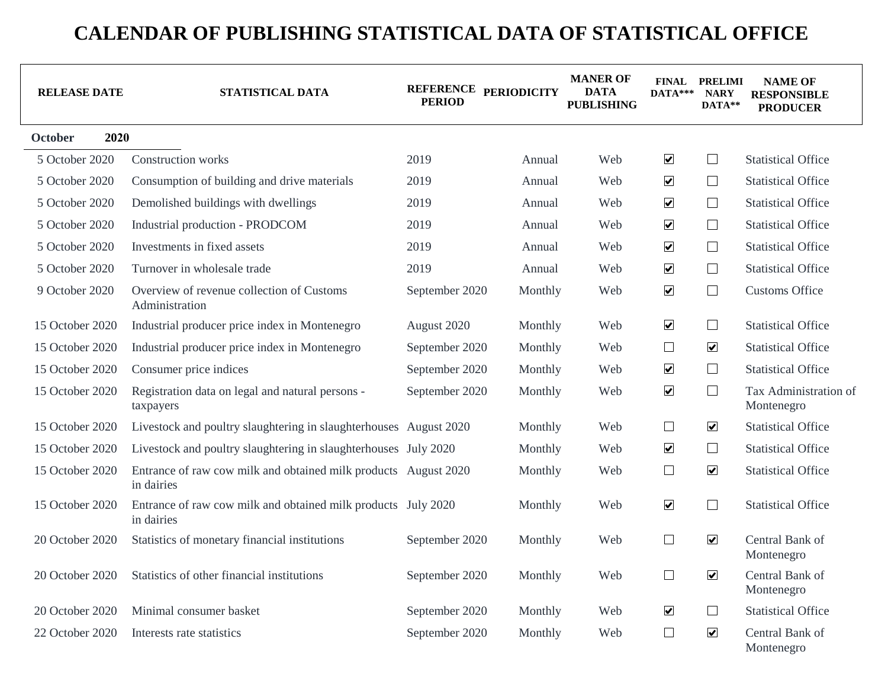# CALENDAR OF PUBLISHING STATISTICAL DATA OF STATISTICAL OFFICE

| RELEASE DATE | STATISTICAL DATA | REFERENCE PERIOD | PERIODICITY | MANER OF DATA PUBLISHING | FINAL DATA*** | PRELIMINARY DATA** | NAME OF RESPONSIBLE PRODUCER |
|---|---|---|---|---|---|---|---|
| **October 2020** | | | | | | | |
| 5 October 2020 | Construction works | 2019 | Annual | Web | ☑ | ☐ | Statistical Office |
| 5 October 2020 | Consumption of building and drive materials | 2019 | Annual | Web | ☑ | ☐ | Statistical Office |
| 5 October 2020 | Demolished buildings with dwellings | 2019 | Annual | Web | ☑ | ☐ | Statistical Office |
| 5 October 2020 | Industrial production - PRODCOM | 2019 | Annual | Web | ☑ | ☐ | Statistical Office |
| 5 October 2020 | Investments in fixed assets | 2019 | Annual | Web | ☑ | ☐ | Statistical Office |
| 5 October 2020 | Turnover in wholesale trade | 2019 | Annual | Web | ☑ | ☐ | Statistical Office |
| 9 October 2020 | Overview of revenue collection of Customs Administration | September 2020 | Monthly | Web | ☑ | ☐ | Customs Office |
| 15 October 2020 | Industrial producer price index in Montenegro | August 2020 | Monthly | Web | ☑ | ☐ | Statistical Office |
| 15 October 2020 | Industrial producer price index in Montenegro | September 2020 | Monthly | Web | ☐ | ☑ | Statistical Office |
| 15 October 2020 | Consumer price indices | September 2020 | Monthly | Web | ☑ | ☐ | Statistical Office |
| 15 October 2020 | Registration data on legal and natural persons - taxpayers | September 2020 | Monthly | Web | ☑ | ☐ | Tax Administration of Montenegro |
| 15 October 2020 | Livestock and poultry slaughtering in slaughterhouses | August 2020 | Monthly | Web | ☐ | ☑ | Statistical Office |
| 15 October 2020 | Livestock and poultry slaughtering in slaughterhouses | July 2020 | Monthly | Web | ☑ | ☐ | Statistical Office |
| 15 October 2020 | Entrance of raw cow milk and obtained milk products in dairies | August 2020 | Monthly | Web | ☐ | ☑ | Statistical Office |
| 15 October 2020 | Entrance of raw cow milk and obtained milk products in dairies | July 2020 | Monthly | Web | ☑ | ☐ | Statistical Office |
| 20 October 2020 | Statistics of monetary financial institutions | September 2020 | Monthly | Web | ☐ | ☑ | Central Bank of Montenegro |
| 20 October 2020 | Statistics of other financial institutions | September 2020 | Monthly | Web | ☐ | ☑ | Central Bank of Montenegro |
| 20 October 2020 | Minimal consumer basket | September 2020 | Monthly | Web | ☑ | ☐ | Statistical Office |
| 22 October 2020 | Interests rate statistics | September 2020 | Monthly | Web | ☐ | ☑ | Central Bank of Montenegro |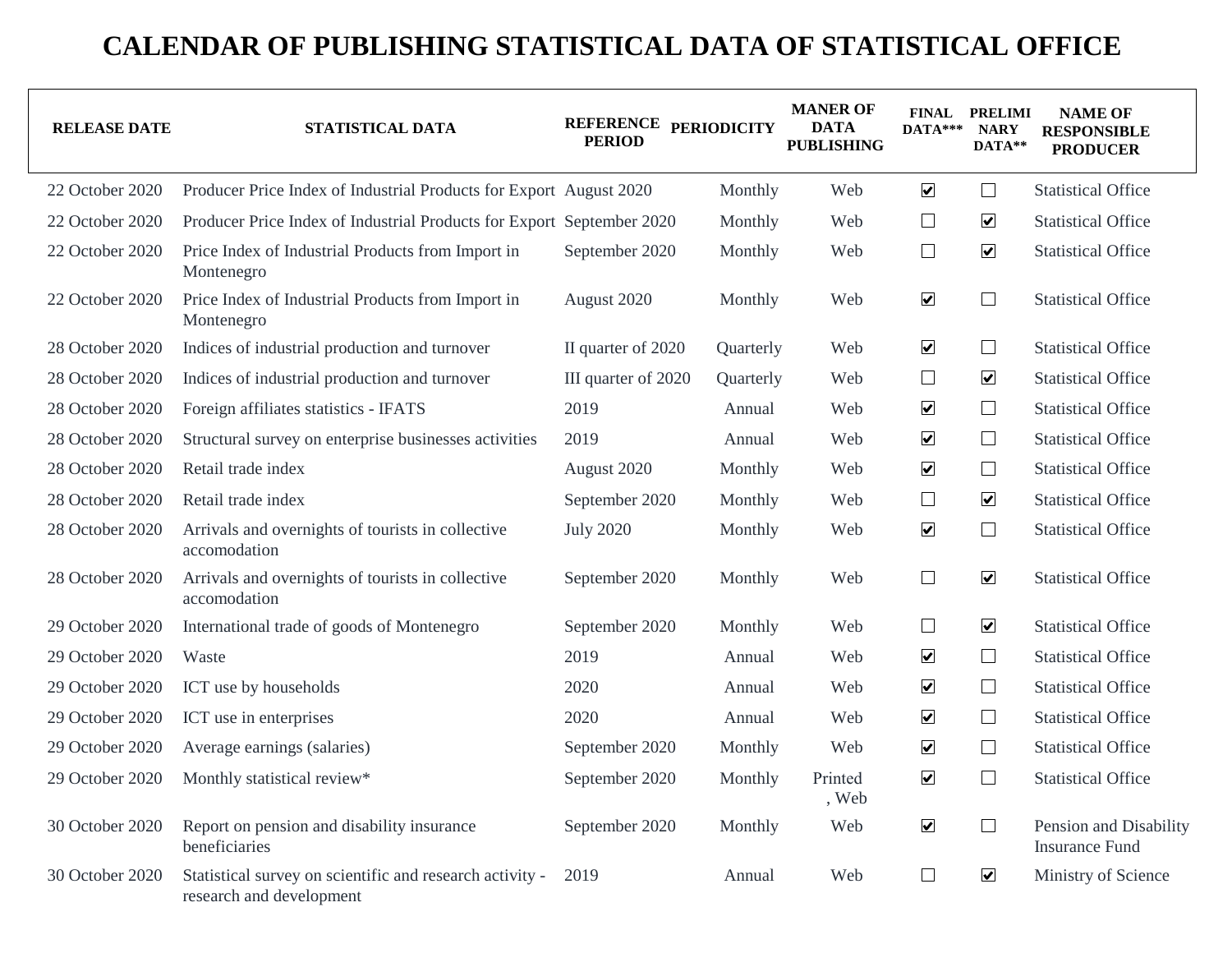# CALENDAR OF PUBLISHING STATISTICAL DATA OF STATISTICAL OFFICE

| RELEASE DATE | STATISTICAL DATA | REFERENCE PERIOD | PERIODICITY | MANER OF DATA PUBLISHING | FINAL DATA*** | PRELIMINARY DATA** | NAME OF RESPONSIBLE PRODUCER |
|---|---|---|---|---|---|---|---|
| 22 October 2020 | Producer Price Index of Industrial Products for Export | August 2020 | Monthly | Web | ☑ | ☐ | Statistical Office |
| 22 October 2020 | Producer Price Index of Industrial Products for Export | September 2020 | Monthly | Web | ☐ | ☑ | Statistical Office |
| 22 October 2020 | Price Index of Industrial Products from Import in Montenegro | September 2020 | Monthly | Web | ☐ | ☑ | Statistical Office |
| 22 October 2020 | Price Index of Industrial Products from Import in Montenegro | August 2020 | Monthly | Web | ☑ | ☐ | Statistical Office |
| 28 October 2020 | Indices of industrial production and turnover | II quarter of 2020 | Quarterly | Web | ☑ | ☐ | Statistical Office |
| 28 October 2020 | Indices of industrial production and turnover | III quarter of 2020 | Quarterly | Web | ☐ | ☑ | Statistical Office |
| 28 October 2020 | Foreign affiliates statistics - IFATS | 2019 | Annual | Web | ☑ | ☐ | Statistical Office |
| 28 October 2020 | Structural survey on enterprise businesses activities | 2019 | Annual | Web | ☑ | ☐ | Statistical Office |
| 28 October 2020 | Retail trade index | August 2020 | Monthly | Web | ☑ | ☐ | Statistical Office |
| 28 October 2020 | Retail trade index | September 2020 | Monthly | Web | ☐ | ☑ | Statistical Office |
| 28 October 2020 | Arrivals and overnights of tourists in collective accomodation | July 2020 | Monthly | Web | ☑ | ☐ | Statistical Office |
| 28 October 2020 | Arrivals and overnights of tourists in collective accomodation | September 2020 | Monthly | Web | ☐ | ☑ | Statistical Office |
| 29 October 2020 | International trade of goods of Montenegro | September 2020 | Monthly | Web | ☐ | ☑ | Statistical Office |
| 29 October 2020 | Waste | 2019 | Annual | Web | ☑ | ☐ | Statistical Office |
| 29 October 2020 | ICT use by households | 2020 | Annual | Web | ☑ | ☐ | Statistical Office |
| 29 October 2020 | ICT use in enterprises | 2020 | Annual | Web | ☑ | ☐ | Statistical Office |
| 29 October 2020 | Average earnings (salaries) | September 2020 | Monthly | Web | ☑ | ☐ | Statistical Office |
| 29 October 2020 | Monthly statistical review* | September 2020 | Monthly | Printed, Web | ☑ | ☐ | Statistical Office |
| 30 October 2020 | Report on pension and disability insurance beneficiaries | September 2020 | Monthly | Web | ☑ | ☐ | Pension and Disability Insurance Fund |
| 30 October 2020 | Statistical survey on scientific and research activity - research and development | 2019 | Annual | Web | ☐ | ☑ | Ministry of Science |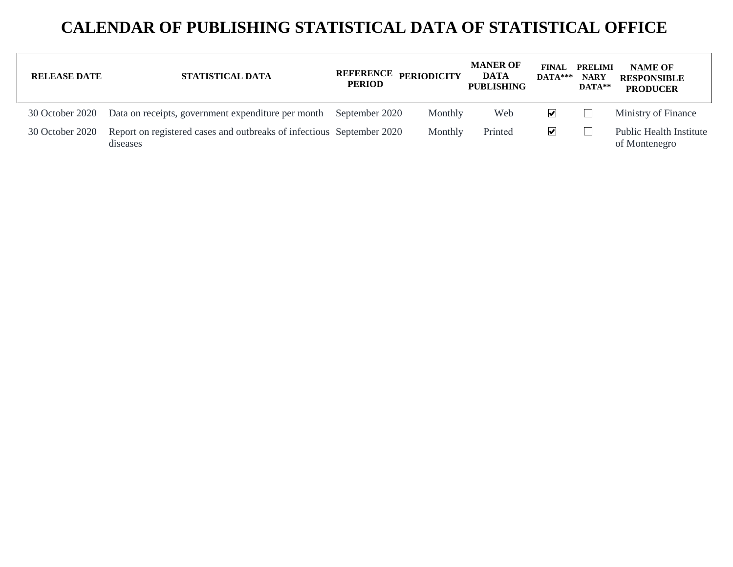# CALENDAR OF PUBLISHING STATISTICAL DATA OF STATISTICAL OFFICE

| RELEASE DATE | STATISTICAL DATA | REFERENCE PERIOD | PERIODICITY | MANER OF DATA PUBLISHING | FINAL DATA*** | PRELIMINARY DATA** | NAME OF RESPONSIBLE PRODUCER |
|---|---|---|---|---|---|---|---|
| 30 October 2020 | Data on receipts, government expenditure per month | September 2020 | Monthly | Web | ☑ | ☐ | Ministry of Finance |
| 30 October 2020 | Report on registered cases and outbreaks of infectious diseases | September 2020 | Monthly | Printed | ☑ | ☐ | Public Health Institute of Montenegro |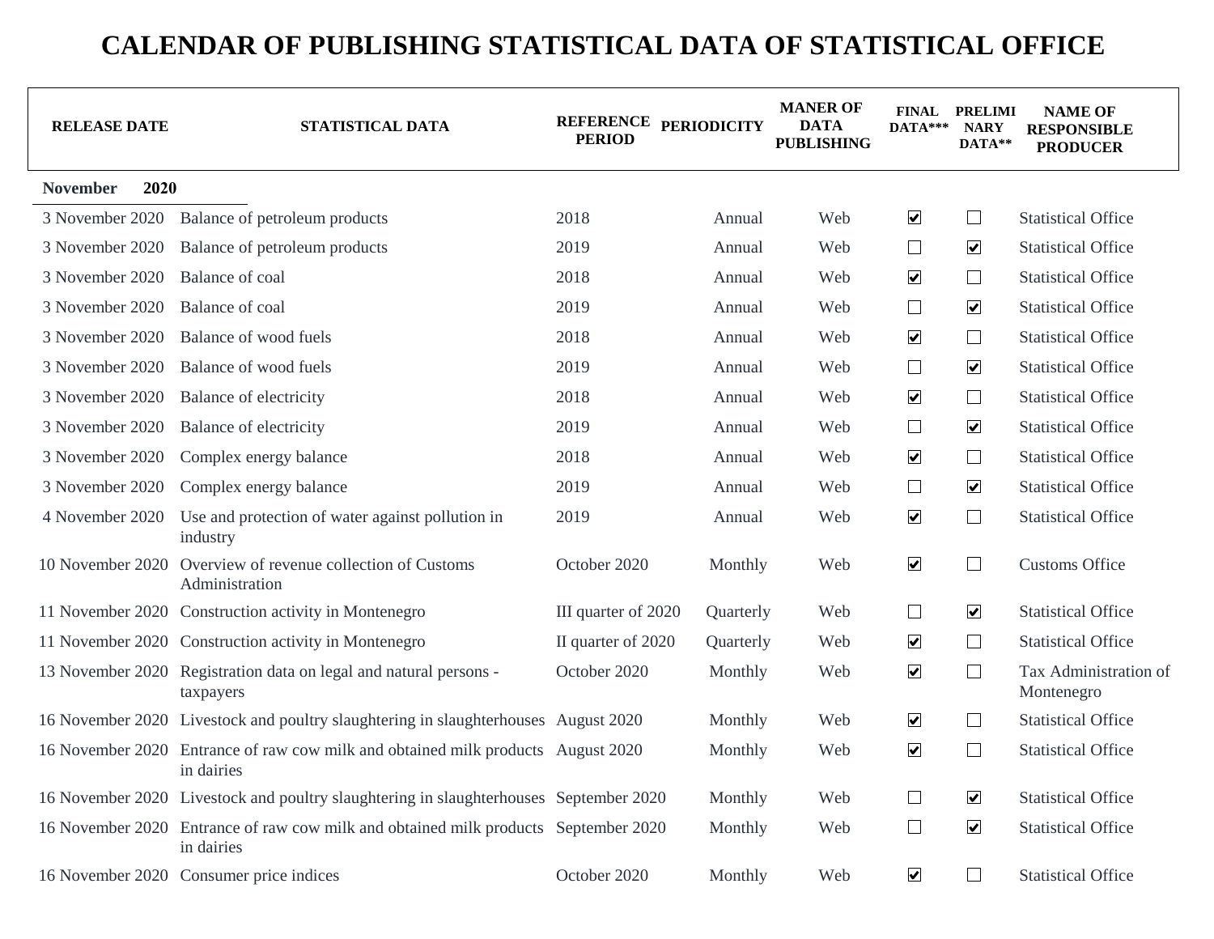# CALENDAR OF PUBLISHING STATISTICAL DATA OF STATISTICAL OFFICE

| RELEASE DATE | STATISTICAL DATA | REFERENCE PERIOD | PERIODICITY | MANER OF DATA PUBLISHING | FINAL DATA*** | PRELIMINARY DATA** | NAME OF RESPONSIBLE PRODUCER |
|---|---|---|---|---|---|---|---|
| **November 2020** | | | | | | | |
| 3 November 2020 | Balance of petroleum products | 2018 | Annual | Web | ☑ | ☐ | Statistical Office |
| 3 November 2020 | Balance of petroleum products | 2019 | Annual | Web | ☐ | ☑ | Statistical Office |
| 3 November 2020 | Balance of coal | 2018 | Annual | Web | ☑ | ☐ | Statistical Office |
| 3 November 2020 | Balance of coal | 2019 | Annual | Web | ☐ | ☑ | Statistical Office |
| 3 November 2020 | Balance of wood fuels | 2018 | Annual | Web | ☑ | ☐ | Statistical Office |
| 3 November 2020 | Balance of wood fuels | 2019 | Annual | Web | ☐ | ☑ | Statistical Office |
| 3 November 2020 | Balance of electricity | 2018 | Annual | Web | ☑ | ☐ | Statistical Office |
| 3 November 2020 | Balance of electricity | 2019 | Annual | Web | ☐ | ☑ | Statistical Office |
| 3 November 2020 | Complex energy balance | 2018 | Annual | Web | ☑ | ☐ | Statistical Office |
| 3 November 2020 | Complex energy balance | 2019 | Annual | Web | ☐ | ☑ | Statistical Office |
| 4 November 2020 | Use and protection of water against pollution in industry | 2019 | Annual | Web | ☑ | ☐ | Statistical Office |
| 10 November 2020 | Overview of revenue collection of Customs Administration | October 2020 | Monthly | Web | ☑ | ☐ | Customs Office |
| 11 November 2020 | Construction activity in Montenegro | III quarter of 2020 | Quarterly | Web | ☐ | ☑ | Statistical Office |
| 11 November 2020 | Construction activity in Montenegro | II quarter of 2020 | Quarterly | Web | ☑ | ☐ | Statistical Office |
| 13 November 2020 | Registration data on legal and natural persons - taxpayers | October 2020 | Monthly | Web | ☑ | ☐ | Tax Administration of Montenegro |
| 16 November 2020 | Livestock and poultry slaughtering in slaughterhouses | August 2020 | Monthly | Web | ☑ | ☐ | Statistical Office |
| 16 November 2020 | Entrance of raw cow milk and obtained milk products in dairies | August 2020 | Monthly | Web | ☑ | ☐ | Statistical Office |
| 16 November 2020 | Livestock and poultry slaughtering in slaughterhouses | September 2020 | Monthly | Web | ☐ | ☑ | Statistical Office |
| 16 November 2020 | Entrance of raw cow milk and obtained milk products in dairies | September 2020 | Monthly | Web | ☐ | ☑ | Statistical Office |
| 16 November 2020 | Consumer price indices | October 2020 | Monthly | Web | ☑ | ☐ | Statistical Office |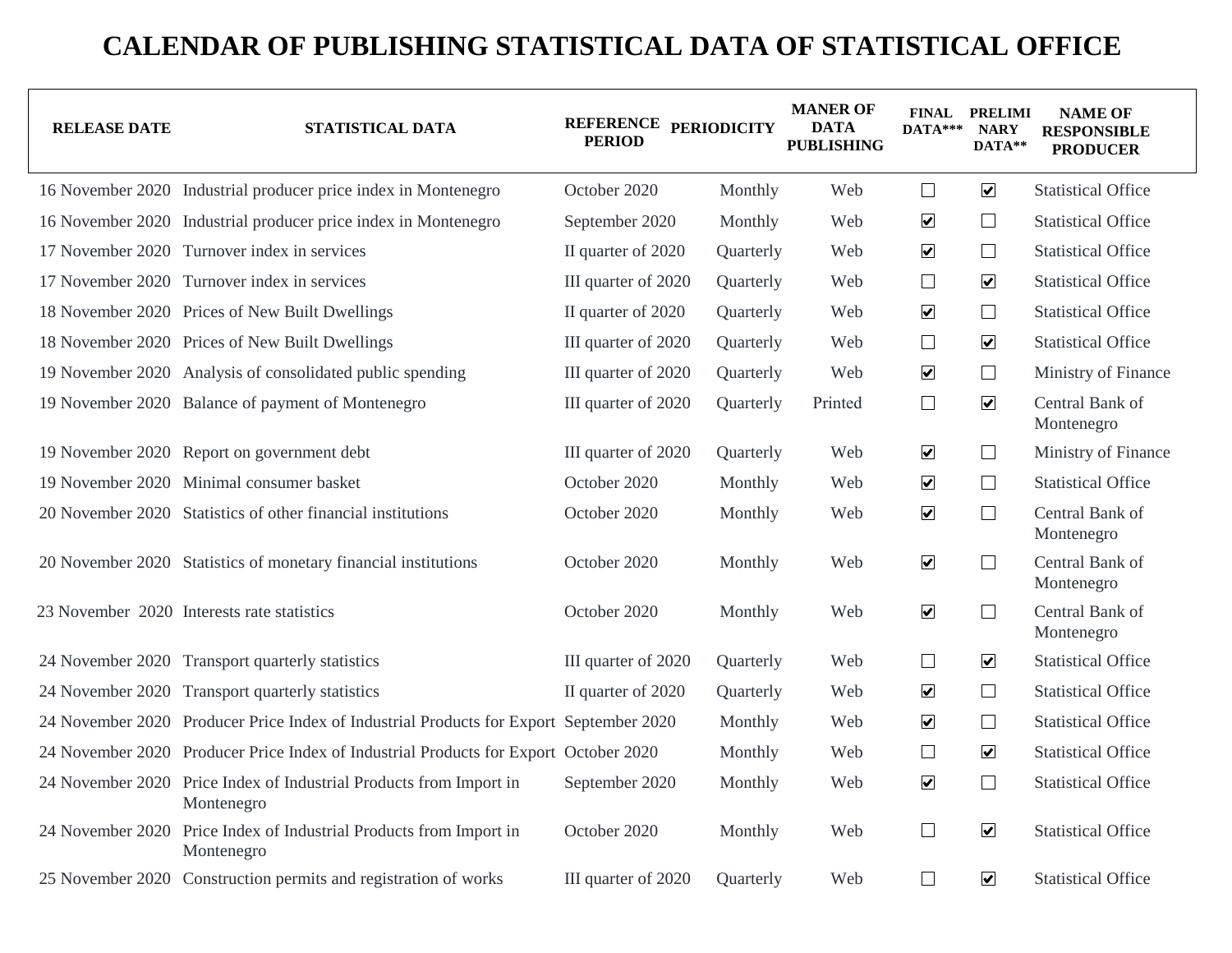# CALENDAR OF PUBLISHING STATISTICAL DATA OF STATISTICAL OFFICE

| RELEASE DATE | STATISTICAL DATA | REFERENCE PERIOD | PERIODICITY | MANER OF DATA PUBLISHING | FINAL DATA*** | PRELIMINARY DATA** | NAME OF RESPONSIBLE PRODUCER |
|---|---|---|---|---|---|---|---|
| 16 November 2020 | Industrial producer price index in Montenegro | October 2020 | Monthly | Web | ☐ | ☑ | Statistical Office |
| 16 November 2020 | Industrial producer price index in Montenegro | September 2020 | Monthly | Web | ☑ | ☐ | Statistical Office |
| 17 November 2020 | Turnover index in services | II quarter of 2020 | Quarterly | Web | ☑ | ☐ | Statistical Office |
| 17 November 2020 | Turnover index in services | III quarter of 2020 | Quarterly | Web | ☐ | ☑ | Statistical Office |
| 18 November 2020 | Prices of New Built Dwellings | II quarter of 2020 | Quarterly | Web | ☑ | ☐ | Statistical Office |
| 18 November 2020 | Prices of New Built Dwellings | III quarter of 2020 | Quarterly | Web | ☐ | ☑ | Statistical Office |
| 19 November 2020 | Analysis of consolidated public spending | III quarter of 2020 | Quarterly | Web | ☑ | ☐ | Ministry of Finance |
| 19 November 2020 | Balance of payment of Montenegro | III quarter of 2020 | Quarterly | Printed | ☐ | ☑ | Central Bank of Montenegro |
| 19 November 2020 | Report on government debt | III quarter of 2020 | Quarterly | Web | ☑ | ☐ | Ministry of Finance |
| 19 November 2020 | Minimal consumer basket | October 2020 | Monthly | Web | ☑ | ☐ | Statistical Office |
| 20 November 2020 | Statistics of other financial institutions | October 2020 | Monthly | Web | ☑ | ☐ | Central Bank of Montenegro |
| 20 November 2020 | Statistics of monetary financial institutions | October 2020 | Monthly | Web | ☑ | ☐ | Central Bank of Montenegro |
| 23 November 2020 | Interests rate statistics | October 2020 | Monthly | Web | ☑ | ☐ | Central Bank of Montenegro |
| 24 November 2020 | Transport quarterly statistics | III quarter of 2020 | Quarterly | Web | ☐ | ☑ | Statistical Office |
| 24 November 2020 | Transport quarterly statistics | II quarter of 2020 | Quarterly | Web | ☑ | ☐ | Statistical Office |
| 24 November 2020 | Producer Price Index of Industrial Products for Export | September 2020 | Monthly | Web | ☑ | ☐ | Statistical Office |
| 24 November 2020 | Producer Price Index of Industrial Products for Export | October 2020 | Monthly | Web | ☐ | ☑ | Statistical Office |
| 24 November 2020 | Price Index of Industrial Products from Import in Montenegro | September 2020 | Monthly | Web | ☑ | ☐ | Statistical Office |
| 24 November 2020 | Price Index of Industrial Products from Import in Montenegro | October 2020 | Monthly | Web | ☐ | ☑ | Statistical Office |
| 25 November 2020 | Construction permits and registration of works | III quarter of 2020 | Quarterly | Web | ☐ | ☑ | Statistical Office |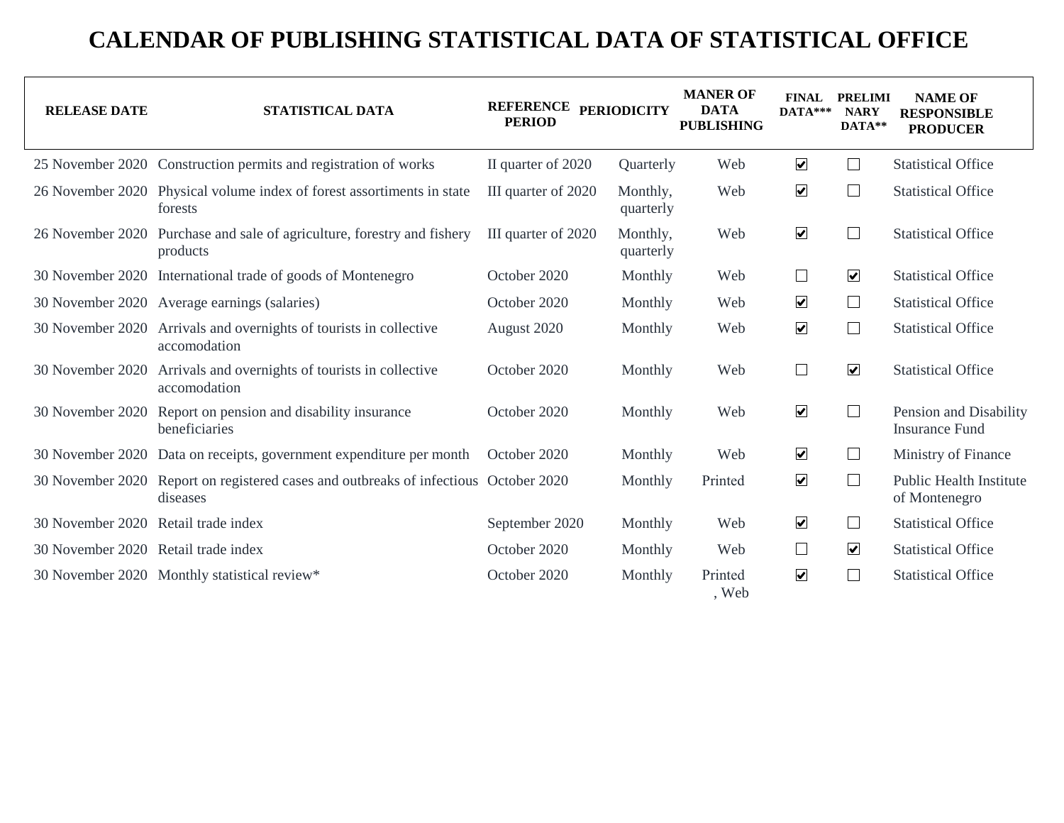# CALENDAR OF PUBLISHING STATISTICAL DATA OF STATISTICAL OFFICE

| RELEASE DATE | STATISTICAL DATA | REFERENCE PERIOD | PERIODICITY | MANER OF DATA PUBLISHING | FINAL DATA*** | PRELIMINARY DATA** | NAME OF RESPONSIBLE PRODUCER |
|---|---|---|---|---|---|---|---|
| 25 November 2020 | Construction permits and registration of works | II quarter of 2020 | Quarterly | Web | ☑ | ☐ | Statistical Office |
| 26 November 2020 | Physical volume index of forest assortiments in state forests | III quarter of 2020 | Monthly, quarterly | Web | ☑ | ☐ | Statistical Office |
| 26 November 2020 | Purchase and sale of agriculture, forestry and fishery products | III quarter of 2020 | Monthly, quarterly | Web | ☑ | ☐ | Statistical Office |
| 30 November 2020 | International trade of goods of Montenegro | October 2020 | Monthly | Web | ☐ | ☑ | Statistical Office |
| 30 November 2020 | Average earnings (salaries) | October 2020 | Monthly | Web | ☑ | ☐ | Statistical Office |
| 30 November 2020 | Arrivals and overnights of tourists in collective accomodation | August 2020 | Monthly | Web | ☑ | ☐ | Statistical Office |
| 30 November 2020 | Arrivals and overnights of tourists in collective accomodation | October 2020 | Monthly | Web | ☐ | ☑ | Statistical Office |
| 30 November 2020 | Report on pension and disability insurance beneficiaries | October 2020 | Monthly | Web | ☑ | ☐ | Pension and Disability Insurance Fund |
| 30 November 2020 | Data on receipts, government expenditure per month | October 2020 | Monthly | Web | ☑ | ☐ | Ministry of Finance |
| 30 November 2020 | Report on registered cases and outbreaks of infectious diseases | October 2020 | Monthly | Printed | ☑ | ☐ | Public Health Institute of Montenegro |
| 30 November 2020 | Retail trade index | September 2020 | Monthly | Web | ☑ | ☐ | Statistical Office |
| 30 November 2020 | Retail trade index | October 2020 | Monthly | Web | ☐ | ☑ | Statistical Office |
| 30 November 2020 | Monthly statistical review* | October 2020 | Monthly | Printed, Web | ☑ | ☐ | Statistical Office |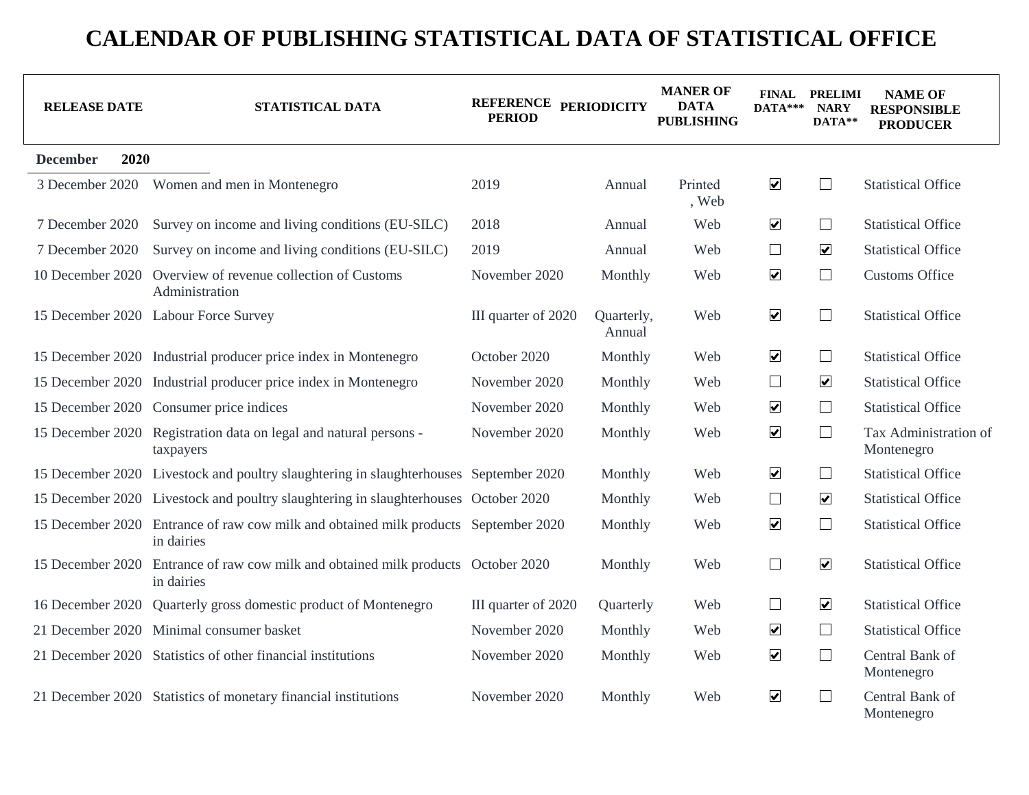# CALENDAR OF PUBLISHING STATISTICAL DATA OF STATISTICAL OFFICE

| RELEASE DATE | STATISTICAL DATA | REFERENCE PERIOD | PERIODICITY | MANER OF DATA PUBLISHING | FINAL DATA*** | PRELIMINARY DATA** | NAME OF RESPONSIBLE PRODUCER |
|---|---|---|---|---|---|---|---|
| **December 2020** | | | | | | | |
| 3 December 2020 | Women and men in Montenegro | 2019 | Annual | Printed, Web | ☑ | ☐ | Statistical Office |
| 7 December 2020 | Survey on income and living conditions (EU-SILC) | 2018 | Annual | Web | ☑ | ☐ | Statistical Office |
| 7 December 2020 | Survey on income and living conditions (EU-SILC) | 2019 | Annual | Web | ☐ | ☑ | Statistical Office |
| 10 December 2020 | Overview of revenue collection of Customs Administration | November 2020 | Monthly | Web | ☑ | ☐ | Customs Office |
| 15 December 2020 | Labour Force Survey | III quarter of 2020 | Quarterly, Annual | Web | ☑ | ☐ | Statistical Office |
| 15 December 2020 | Industrial producer price index in Montenegro | October 2020 | Monthly | Web | ☑ | ☐ | Statistical Office |
| 15 December 2020 | Industrial producer price index in Montenegro | November 2020 | Monthly | Web | ☐ | ☑ | Statistical Office |
| 15 December 2020 | Consumer price indices | November 2020 | Monthly | Web | ☑ | ☐ | Statistical Office |
| 15 December 2020 | Registration data on legal and natural persons - taxpayers | November 2020 | Monthly | Web | ☑ | ☐ | Tax Administration of Montenegro |
| 15 December 2020 | Livestock and poultry slaughtering in slaughterhouses | September 2020 | Monthly | Web | ☑ | ☐ | Statistical Office |
| 15 December 2020 | Livestock and poultry slaughtering in slaughterhouses | October 2020 | Monthly | Web | ☐ | ☑ | Statistical Office |
| 15 December 2020 | Entrance of raw cow milk and obtained milk products in dairies | September 2020 | Monthly | Web | ☑ | ☐ | Statistical Office |
| 15 December 2020 | Entrance of raw cow milk and obtained milk products in dairies | October 2020 | Monthly | Web | ☐ | ☑ | Statistical Office |
| 16 December 2020 | Quarterly gross domestic product of Montenegro | III quarter of 2020 | Quarterly | Web | ☐ | ☑ | Statistical Office |
| 21 December 2020 | Minimal consumer basket | November 2020 | Monthly | Web | ☑ | ☐ | Statistical Office |
| 21 December 2020 | Statistics of other financial institutions | November 2020 | Monthly | Web | ☑ | ☐ | Central Bank of Montenegro |
| 21 December 2020 | Statistics of monetary financial institutions | November 2020 | Monthly | Web | ☑ | ☐ | Central Bank of Montenegro |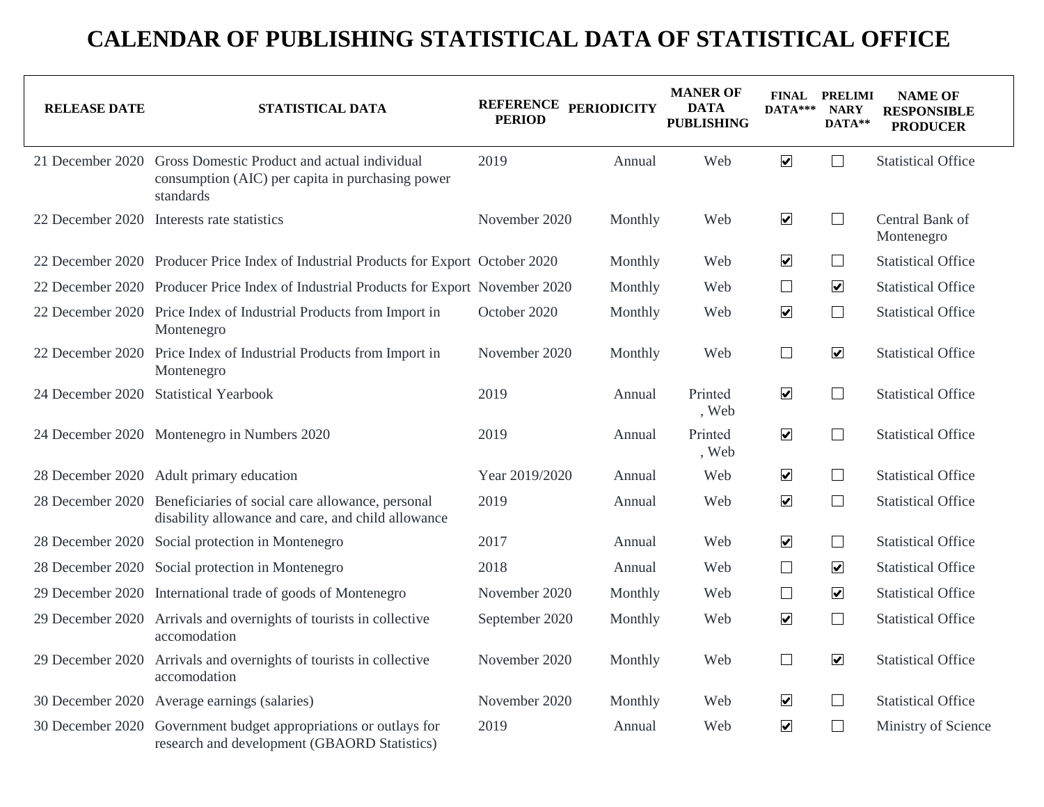# CALENDAR OF PUBLISHING STATISTICAL DATA OF STATISTICAL OFFICE

| RELEASE DATE | STATISTICAL DATA | REFERENCE PERIOD | PERIODICITY | MANER OF DATA PUBLISHING | FINAL DATA*** | PRELIMINARY DATA** | NAME OF RESPONSIBLE PRODUCER |
|---|---|---|---|---|---|---|---|
| 21 December 2020 | Gross Domestic Product and actual individual consumption (AIC) per capita in purchasing power standards | 2019 | Annual | Web | ☑ | ☐ | Statistical Office |
| 22 December 2020 | Interests rate statistics | November 2020 | Monthly | Web | ☑ | ☐ | Central Bank of Montenegro |
| 22 December 2020 | Producer Price Index of Industrial Products for Export | October 2020 | Monthly | Web | ☑ | ☐ | Statistical Office |
| 22 December 2020 | Producer Price Index of Industrial Products for Export | November 2020 | Monthly | Web | ☐ | ☑ | Statistical Office |
| 22 December 2020 | Price Index of Industrial Products from Import in Montenegro | October 2020 | Monthly | Web | ☑ | ☐ | Statistical Office |
| 22 December 2020 | Price Index of Industrial Products from Import in Montenegro | November 2020 | Monthly | Web | ☐ | ☑ | Statistical Office |
| 24 December 2020 | Statistical Yearbook | 2019 | Annual | Printed, Web | ☑ | ☐ | Statistical Office |
| 24 December 2020 | Montenegro in Numbers 2020 | 2019 | Annual | Printed, Web | ☑ | ☐ | Statistical Office |
| 28 December 2020 | Adult primary education | Year 2019/2020 | Annual | Web | ☑ | ☐ | Statistical Office |
| 28 December 2020 | Beneficiaries of social care allowance, personal disability allowance and care, and child allowance | 2019 | Annual | Web | ☑ | ☐ | Statistical Office |
| 28 December 2020 | Social protection in Montenegro | 2017 | Annual | Web | ☑ | ☐ | Statistical Office |
| 28 December 2020 | Social protection in Montenegro | 2018 | Annual | Web | ☐ | ☑ | Statistical Office |
| 29 December 2020 | International trade of goods of Montenegro | November 2020 | Monthly | Web | ☐ | ☑ | Statistical Office |
| 29 December 2020 | Arrivals and overnights of tourists in collective accomodation | September 2020 | Monthly | Web | ☑ | ☐ | Statistical Office |
| 29 December 2020 | Arrivals and overnights of tourists in collective accomodation | November 2020 | Monthly | Web | ☐ | ☑ | Statistical Office |
| 30 December 2020 | Average earnings (salaries) | November 2020 | Monthly | Web | ☑ | ☐ | Statistical Office |
| 30 December 2020 | Government budget appropriations or outlays for research and development (GBAORD Statistics) | 2019 | Annual | Web | ☑ | ☐ | Ministry of Science |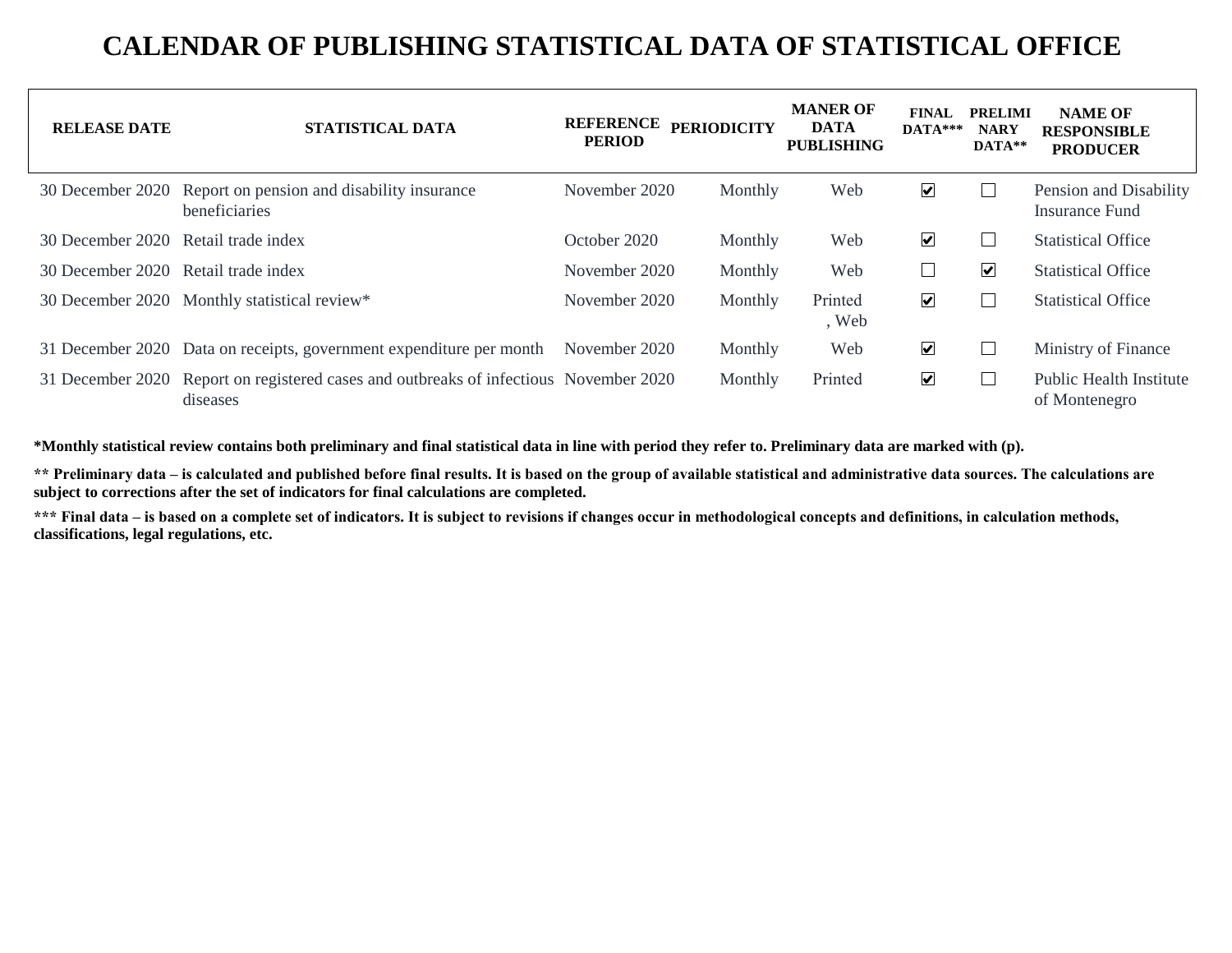# CALENDAR OF PUBLISHING STATISTICAL DATA OF STATISTICAL OFFICE

| RELEASE DATE | STATISTICAL DATA | REFERENCE PERIOD | PERIODICITY | MANER OF DATA PUBLISHING | FINAL DATA*** | PRELIMINARY DATA** | NAME OF RESPONSIBLE PRODUCER |
|---|---|---|---|---|---|---|---|
| 30 December 2020 | Report on pension and disability insurance beneficiaries | November 2020 | Monthly | Web | ☑ | ☐ | Pension and Disability Insurance Fund |
| 30 December 2020 | Retail trade index | October 2020 | Monthly | Web | ☑ | ☐ | Statistical Office |
| 30 December 2020 | Retail trade index | November 2020 | Monthly | Web | ☐ | ☑ | Statistical Office |
| 30 December 2020 | Monthly statistical review* | November 2020 | Monthly | Printed, Web | ☑ | ☐ | Statistical Office |
| 31 December 2020 | Data on receipts, government expenditure per month | November 2020 | Monthly | Web | ☑ | ☐ | Ministry of Finance |
| 31 December 2020 | Report on registered cases and outbreaks of infectious diseases | November 2020 | Monthly | Printed | ☑ | ☐ | Public Health Institute of Montenegro |

**\*Monthly statistical review contains both preliminary and final statistical data in line with period they refer to. Preliminary data are marked with (p).**

**\*\* Preliminary data – is calculated and published before final results. It is based on the group of available statistical and administrative data sources. The calculations are subject to corrections after the set of indicators for final calculations are completed.**

**\*\*\* Final data – is based on a complete set of indicators. It is subject to revisions if changes occur in methodological concepts and definitions, in calculation methods, classifications, legal regulations, etc.**